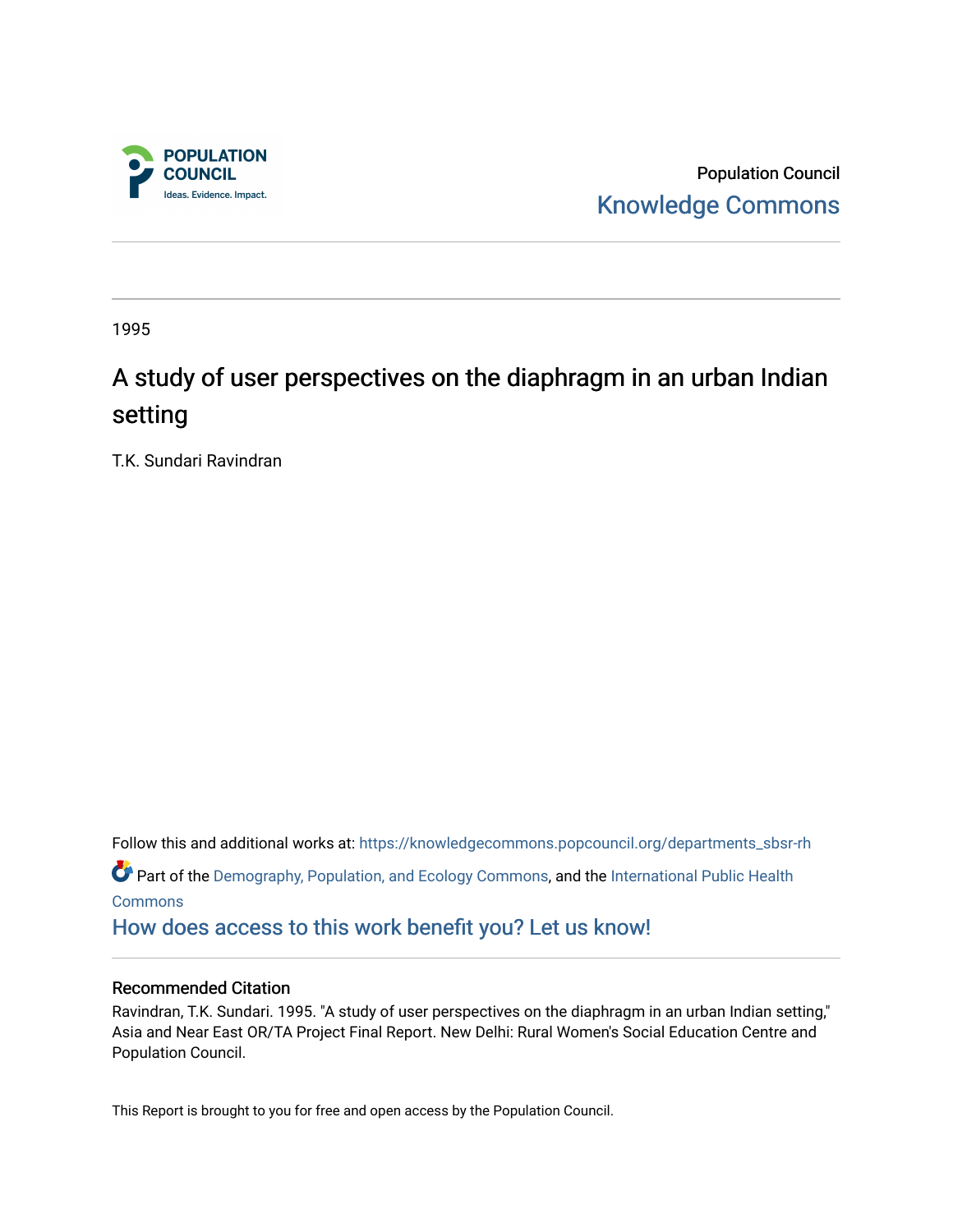Population Council

Knowledge Commons

1995

# A study of user perspectives on the diaphragm in an urban Indian setting

T.K. Sundari Ravindran

Follow this and additional works at: https://knowledgecommons.popcouncil.org/departments_sbsr-rh

Part of the Demography, Population, and Ecology Commons, and the International Public Health Commons

How does access to this work benefit you? Let us know!

## Recommended Citation

Ravindran, T.K. Sundari. 1995. "A study of user perspectives on the diaphragm in an urban Indian setting," Asia and Near East OR/TA Project Final Report. New Delhi: Rural Women's Social Education Centre and Population Council.

This Report is brought to you for free and open access by the Population Council.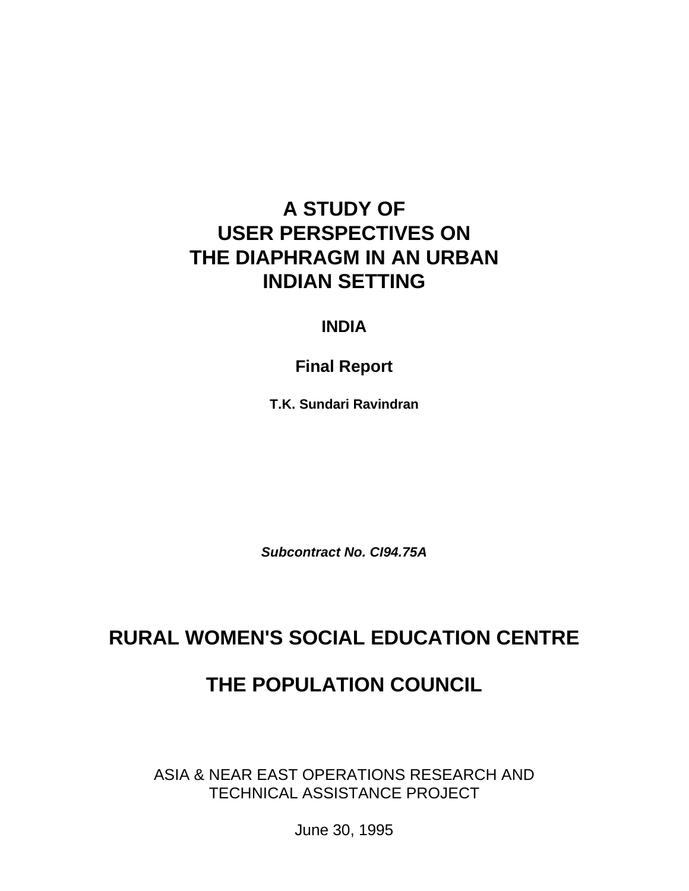# A STUDY OF USER PERSPECTIVES ON THE DIAPHRAGM IN AN URBAN INDIAN SETTING

**INDIA**

**Final Report**

**T.K. Sundari Ravindran**

***Subcontract No. CI94.75A***

## RURAL WOMEN'S SOCIAL EDUCATION CENTRE

## THE POPULATION COUNCIL

ASIA & NEAR EAST OPERATIONS RESEARCH AND TECHNICAL ASSISTANCE PROJECT

June 30, 1995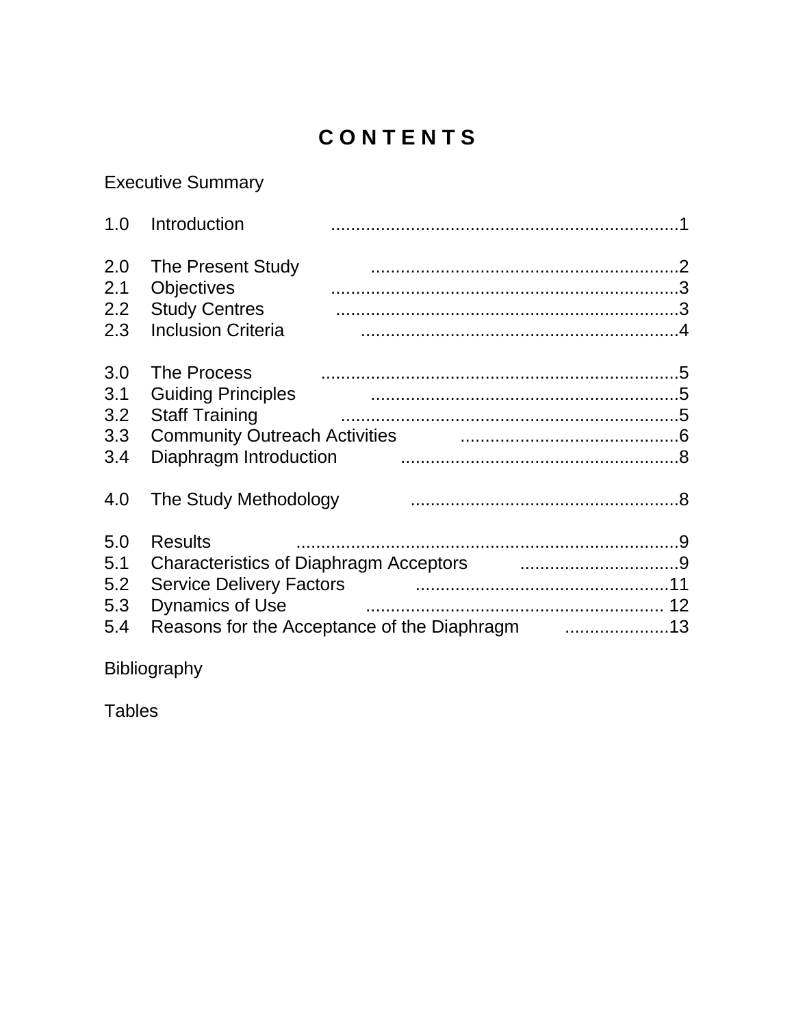# CONTENTS

Executive Summary

1.0 Introduction ....................................................................1

2.0 The Present Study ..............................................................2
2.1 Objectives ....................................................................3
2.2 Study Centres ....................................................................3
2.3 Inclusion Criteria ..............................................................4

3.0 The Process ......................................................................5
3.1 Guiding Principles ..............................................................5
3.2 Staff Training ....................................................................5
3.3 Community Outreach Activities ............................................6
3.4 Diaphragm Introduction ........................................................8

4.0 The Study Methodology ......................................................8

5.0 Results ............................................................................9
5.1 Characteristics of Diaphragm Acceptors ................................9
5.2 Service Delivery Factors ....................................................11
5.3 Dynamics of Use .............................................................. 12
5.4 Reasons for the Acceptance of the Diaphragm .....................13

Bibliography

Tables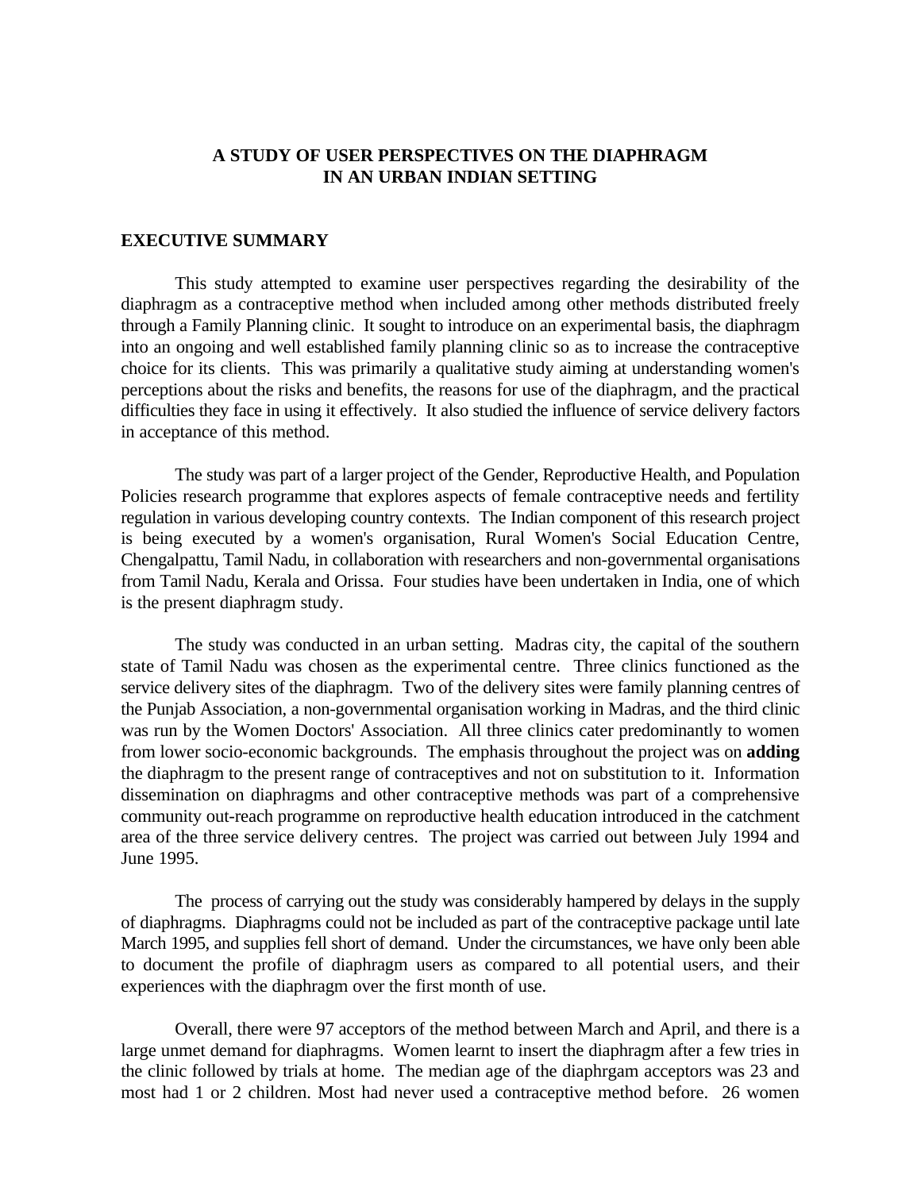# A STUDY OF USER PERSPECTIVES ON THE DIAPHRAGM IN AN URBAN INDIAN SETTING

## EXECUTIVE SUMMARY

This study attempted to examine user perspectives regarding the desirability of the diaphragm as a contraceptive method when included among other methods distributed freely through a Family Planning clinic. It sought to introduce on an experimental basis, the diaphragm into an ongoing and well established family planning clinic so as to increase the contraceptive choice for its clients. This was primarily a qualitative study aiming at understanding women's perceptions about the risks and benefits, the reasons for use of the diaphragm, and the practical difficulties they face in using it effectively. It also studied the influence of service delivery factors in acceptance of this method.

The study was part of a larger project of the Gender, Reproductive Health, and Population Policies research programme that explores aspects of female contraceptive needs and fertility regulation in various developing country contexts. The Indian component of this research project is being executed by a women's organisation, Rural Women's Social Education Centre, Chengalpattu, Tamil Nadu, in collaboration with researchers and non-governmental organisations from Tamil Nadu, Kerala and Orissa. Four studies have been undertaken in India, one of which is the present diaphragm study.

The study was conducted in an urban setting. Madras city, the capital of the southern state of Tamil Nadu was chosen as the experimental centre. Three clinics functioned as the service delivery sites of the diaphragm. Two of the delivery sites were family planning centres of the Punjab Association, a non-governmental organisation working in Madras, and the third clinic was run by the Women Doctors' Association. All three clinics cater predominantly to women from lower socio-economic backgrounds. The emphasis throughout the project was on **adding** the diaphragm to the present range of contraceptives and not on substitution to it. Information dissemination on diaphragms and other contraceptive methods was part of a comprehensive community out-reach programme on reproductive health education introduced in the catchment area of the three service delivery centres. The project was carried out between July 1994 and June 1995.

The process of carrying out the study was considerably hampered by delays in the supply of diaphragms. Diaphragms could not be included as part of the contraceptive package until late March 1995, and supplies fell short of demand. Under the circumstances, we have only been able to document the profile of diaphragm users as compared to all potential users, and their experiences with the diaphragm over the first month of use.

Overall, there were 97 acceptors of the method between March and April, and there is a large unmet demand for diaphragms. Women learnt to insert the diaphragm after a few tries in the clinic followed by trials at home. The median age of the diaphrgam acceptors was 23 and most had 1 or 2 children. Most had never used a contraceptive method before. 26 women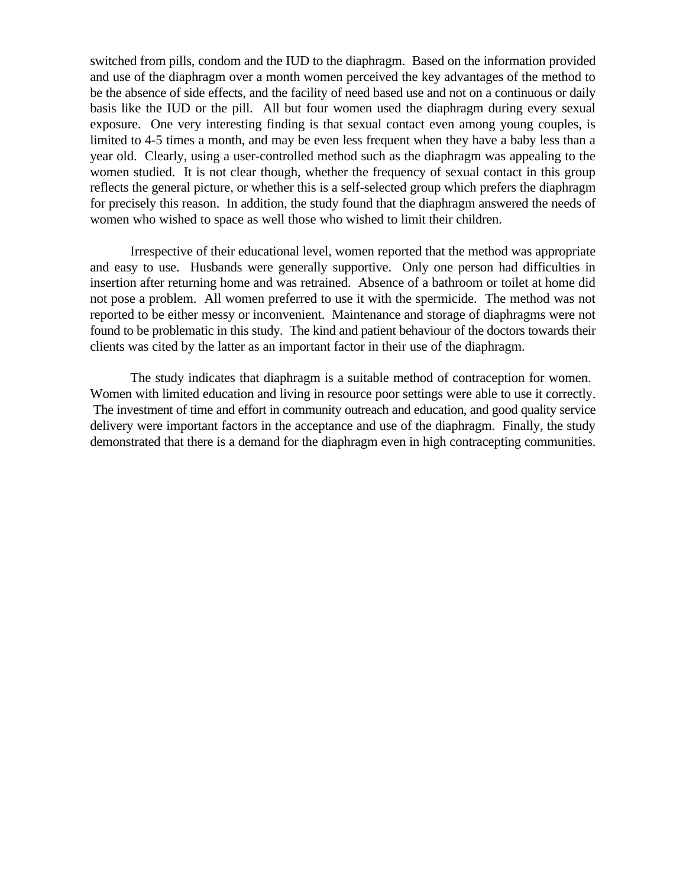switched from pills, condom and the IUD to the diaphragm. Based on the information provided and use of the diaphragm over a month women perceived the key advantages of the method to be the absence of side effects, and the facility of need based use and not on a continuous or daily basis like the IUD or the pill. All but four women used the diaphragm during every sexual exposure. One very interesting finding is that sexual contact even among young couples, is limited to 4-5 times a month, and may be even less frequent when they have a baby less than a year old. Clearly, using a user-controlled method such as the diaphragm was appealing to the women studied. It is not clear though, whether the frequency of sexual contact in this group reflects the general picture, or whether this is a self-selected group which prefers the diaphragm for precisely this reason. In addition, the study found that the diaphragm answered the needs of women who wished to space as well those who wished to limit their children.

Irrespective of their educational level, women reported that the method was appropriate and easy to use. Husbands were generally supportive. Only one person had difficulties in insertion after returning home and was retrained. Absence of a bathroom or toilet at home did not pose a problem. All women preferred to use it with the spermicide. The method was not reported to be either messy or inconvenient. Maintenance and storage of diaphragms were not found to be problematic in this study. The kind and patient behaviour of the doctors towards their clients was cited by the latter as an important factor in their use of the diaphragm.

The study indicates that diaphragm is a suitable method of contraception for women. Women with limited education and living in resource poor settings were able to use it correctly. The investment of time and effort in community outreach and education, and good quality service delivery were important factors in the acceptance and use of the diaphragm. Finally, the study demonstrated that there is a demand for the diaphragm even in high contracepting communities.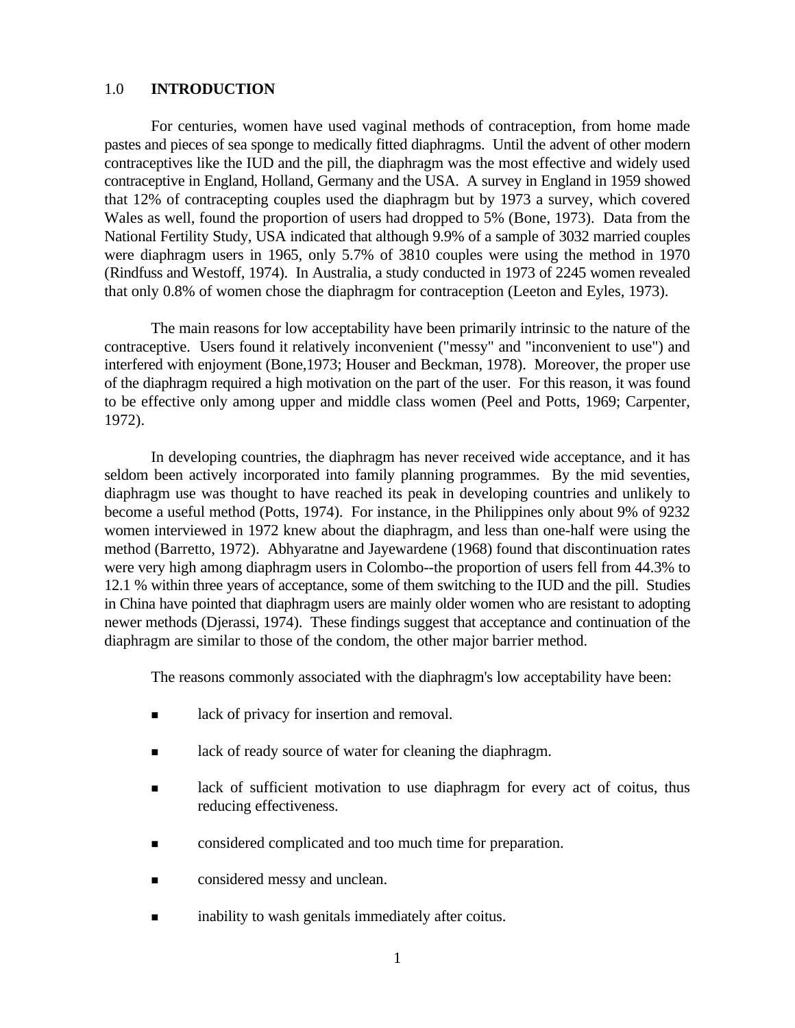## 1.0 INTRODUCTION

For centuries, women have used vaginal methods of contraception, from home made pastes and pieces of sea sponge to medically fitted diaphragms. Until the advent of other modern contraceptives like the IUD and the pill, the diaphragm was the most effective and widely used contraceptive in England, Holland, Germany and the USA. A survey in England in 1959 showed that 12% of contracepting couples used the diaphragm but by 1973 a survey, which covered Wales as well, found the proportion of users had dropped to 5% (Bone, 1973). Data from the National Fertility Study, USA indicated that although 9.9% of a sample of 3032 married couples were diaphragm users in 1965, only 5.7% of 3810 couples were using the method in 1970 (Rindfuss and Westoff, 1974). In Australia, a study conducted in 1973 of 2245 women revealed that only 0.8% of women chose the diaphragm for contraception (Leeton and Eyles, 1973).

The main reasons for low acceptability have been primarily intrinsic to the nature of the contraceptive. Users found it relatively inconvenient ("messy" and "inconvenient to use") and interfered with enjoyment (Bone,1973; Houser and Beckman, 1978). Moreover, the proper use of the diaphragm required a high motivation on the part of the user. For this reason, it was found to be effective only among upper and middle class women (Peel and Potts, 1969; Carpenter, 1972).

In developing countries, the diaphragm has never received wide acceptance, and it has seldom been actively incorporated into family planning programmes. By the mid seventies, diaphragm use was thought to have reached its peak in developing countries and unlikely to become a useful method (Potts, 1974). For instance, in the Philippines only about 9% of 9232 women interviewed in 1972 knew about the diaphragm, and less than one-half were using the method (Barretto, 1972). Abhyaratne and Jayewardene (1968) found that discontinuation rates were very high among diaphragm users in Colombo--the proportion of users fell from 44.3% to 12.1 % within three years of acceptance, some of them switching to the IUD and the pill. Studies in China have pointed that diaphragm users are mainly older women who are resistant to adopting newer methods (Djerassi, 1974). These findings suggest that acceptance and continuation of the diaphragm are similar to those of the condom, the other major barrier method.

The reasons commonly associated with the diaphragm's low acceptability have been:

- lack of privacy for insertion and removal.
- lack of ready source of water for cleaning the diaphragm.
- lack of sufficient motivation to use diaphragm for every act of coitus, thus reducing effectiveness.
- considered complicated and too much time for preparation.
- considered messy and unclean.
- inability to wash genitals immediately after coitus.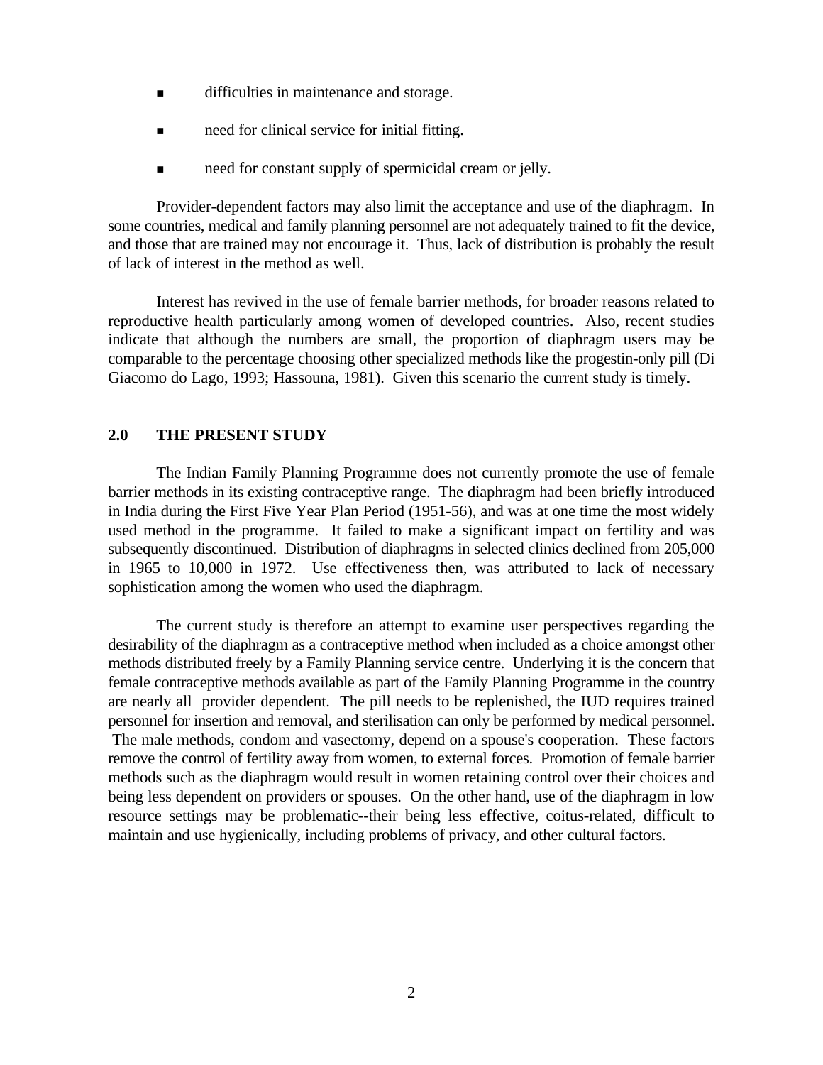- difficulties in maintenance and storage.
- need for clinical service for initial fitting.
- need for constant supply of spermicidal cream or jelly.

Provider-dependent factors may also limit the acceptance and use of the diaphragm. In some countries, medical and family planning personnel are not adequately trained to fit the device, and those that are trained may not encourage it. Thus, lack of distribution is probably the result of lack of interest in the method as well.

Interest has revived in the use of female barrier methods, for broader reasons related to reproductive health particularly among women of developed countries. Also, recent studies indicate that although the numbers are small, the proportion of diaphragm users may be comparable to the percentage choosing other specialized methods like the progestin-only pill (Di Giacomo do Lago, 1993; Hassouna, 1981). Given this scenario the current study is timely.

## 2.0 THE PRESENT STUDY

The Indian Family Planning Programme does not currently promote the use of female barrier methods in its existing contraceptive range. The diaphragm had been briefly introduced in India during the First Five Year Plan Period (1951-56), and was at one time the most widely used method in the programme. It failed to make a significant impact on fertility and was subsequently discontinued. Distribution of diaphragms in selected clinics declined from 205,000 in 1965 to 10,000 in 1972. Use effectiveness then, was attributed to lack of necessary sophistication among the women who used the diaphragm.

The current study is therefore an attempt to examine user perspectives regarding the desirability of the diaphragm as a contraceptive method when included as a choice amongst other methods distributed freely by a Family Planning service centre. Underlying it is the concern that female contraceptive methods available as part of the Family Planning Programme in the country are nearly all provider dependent. The pill needs to be replenished, the IUD requires trained personnel for insertion and removal, and sterilisation can only be performed by medical personnel. The male methods, condom and vasectomy, depend on a spouse's cooperation. These factors remove the control of fertility away from women, to external forces. Promotion of female barrier methods such as the diaphragm would result in women retaining control over their choices and being less dependent on providers or spouses. On the other hand, use of the diaphragm in low resource settings may be problematic--their being less effective, coitus-related, difficult to maintain and use hygienically, including problems of privacy, and other cultural factors.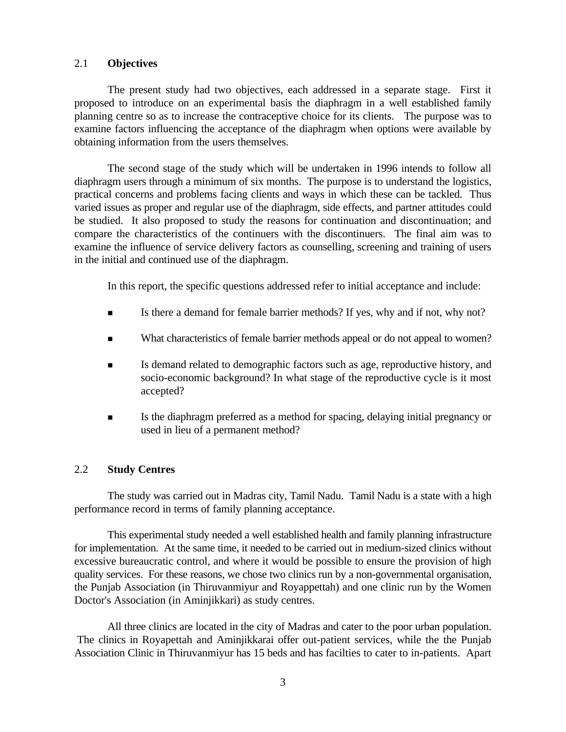## 2.1 **Objectives**

The present study had two objectives, each addressed in a separate stage. First it proposed to introduce on an experimental basis the diaphragm in a well established family planning centre so as to increase the contraceptive choice for its clients. The purpose was to examine factors influencing the acceptance of the diaphragm when options were available by obtaining information from the users themselves.

The second stage of the study which will be undertaken in 1996 intends to follow all diaphragm users through a minimum of six months. The purpose is to understand the logistics, practical concerns and problems facing clients and ways in which these can be tackled. Thus varied issues as proper and regular use of the diaphragm, side effects, and partner attitudes could be studied. It also proposed to study the reasons for continuation and discontinuation; and compare the characteristics of the continuers with the discontinuers. The final aim was to examine the influence of service delivery factors as counselling, screening and training of users in the initial and continued use of the diaphragm.

In this report, the specific questions addressed refer to initial acceptance and include:

- Is there a demand for female barrier methods? If yes, why and if not, why not?
- What characteristics of female barrier methods appeal or do not appeal to women?
- Is demand related to demographic factors such as age, reproductive history, and socio-economic background? In what stage of the reproductive cycle is it most accepted?
- Is the diaphragm preferred as a method for spacing, delaying initial pregnancy or used in lieu of a permanent method?

## 2.2 **Study Centres**

The study was carried out in Madras city, Tamil Nadu. Tamil Nadu is a state with a high performance record in terms of family planning acceptance.

This experimental study needed a well established health and family planning infrastructure for implementation. At the same time, it needed to be carried out in medium-sized clinics without excessive bureaucratic control, and where it would be possible to ensure the provision of high quality services. For these reasons, we chose two clinics run by a non-governmental organisation, the Punjab Association (in Thiruvanmiyur and Royappettah) and one clinic run by the Women Doctor's Association (in Aminjikkari) as study centres.

All three clinics are located in the city of Madras and cater to the poor urban population. The clinics in Royapettah and Aminjikkarai offer out-patient services, while the the Punjab Association Clinic in Thiruvanmiyur has 15 beds and has facilties to cater to in-patients. Apart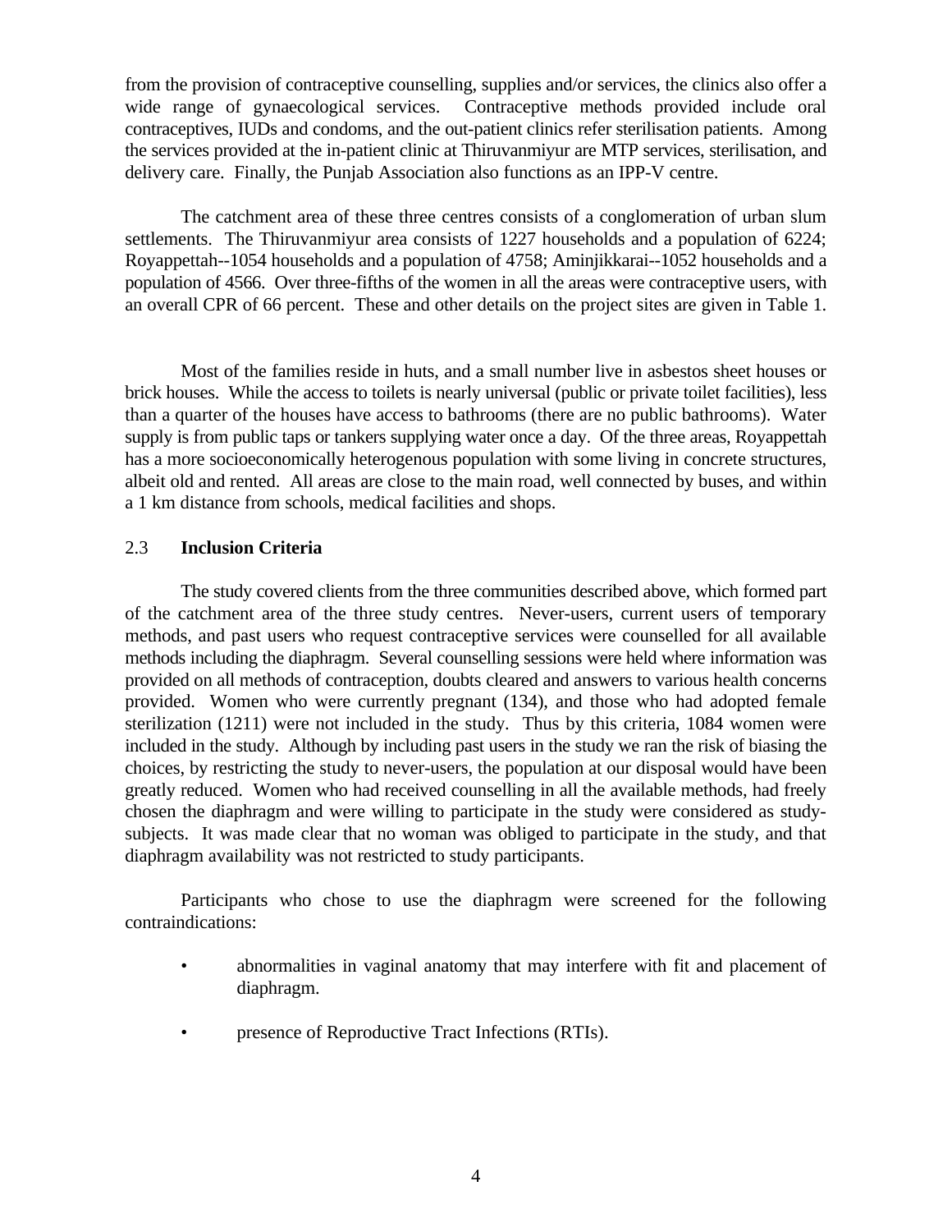from the provision of contraceptive counselling, supplies and/or services, the clinics also offer a wide range of gynaecological services. Contraceptive methods provided include oral contraceptives, IUDs and condoms, and the out-patient clinics refer sterilisation patients. Among the services provided at the in-patient clinic at Thiruvanmiyur are MTP services, sterilisation, and delivery care. Finally, the Punjab Association also functions as an IPP-V centre.

The catchment area of these three centres consists of a conglomeration of urban slum settlements. The Thiruvanmiyur area consists of 1227 households and a population of 6224; Royappettah--1054 households and a population of 4758; Aminjikkarai--1052 households and a population of 4566. Over three-fifths of the women in all the areas were contraceptive users, with an overall CPR of 66 percent. These and other details on the project sites are given in Table 1.

Most of the families reside in huts, and a small number live in asbestos sheet houses or brick houses. While the access to toilets is nearly universal (public or private toilet facilities), less than a quarter of the houses have access to bathrooms (there are no public bathrooms). Water supply is from public taps or tankers supplying water once a day. Of the three areas, Royappettah has a more socioeconomically heterogenous population with some living in concrete structures, albeit old and rented. All areas are close to the main road, well connected by buses, and within a 1 km distance from schools, medical facilities and shops.

### 2.3 Inclusion Criteria

The study covered clients from the three communities described above, which formed part of the catchment area of the three study centres. Never-users, current users of temporary methods, and past users who request contraceptive services were counselled for all available methods including the diaphragm. Several counselling sessions were held where information was provided on all methods of contraception, doubts cleared and answers to various health concerns provided. Women who were currently pregnant (134), and those who had adopted female sterilization (1211) were not included in the study. Thus by this criteria, 1084 women were included in the study. Although by including past users in the study we ran the risk of biasing the choices, by restricting the study to never-users, the population at our disposal would have been greatly reduced. Women who had received counselling in all the available methods, had freely chosen the diaphragm and were willing to participate in the study were considered as study-subjects. It was made clear that no woman was obliged to participate in the study, and that diaphragm availability was not restricted to study participants.

Participants who chose to use the diaphragm were screened for the following contraindications:

- abnormalities in vaginal anatomy that may interfere with fit and placement of diaphragm.
- presence of Reproductive Tract Infections (RTIs).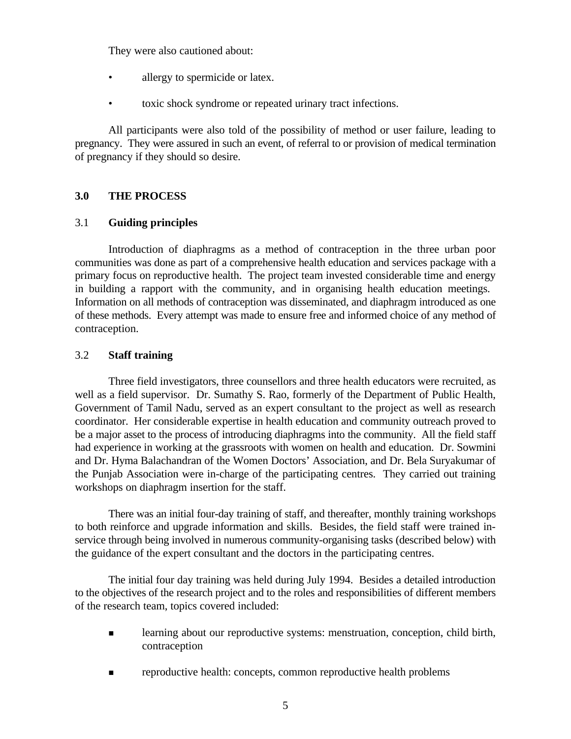They were also cautioned about:

- allergy to spermicide or latex.
- toxic shock syndrome or repeated urinary tract infections.

All participants were also told of the possibility of method or user failure, leading to pregnancy. They were assured in such an event, of referral to or provision of medical termination of pregnancy if they should so desire.

## 3.0 THE PROCESS

### 3.1 Guiding principles

Introduction of diaphragms as a method of contraception in the three urban poor communities was done as part of a comprehensive health education and services package with a primary focus on reproductive health. The project team invested considerable time and energy in building a rapport with the community, and in organising health education meetings. Information on all methods of contraception was disseminated, and diaphragm introduced as one of these methods. Every attempt was made to ensure free and informed choice of any method of contraception.

### 3.2 Staff training

Three field investigators, three counsellors and three health educators were recruited, as well as a field supervisor. Dr. Sumathy S. Rao, formerly of the Department of Public Health, Government of Tamil Nadu, served as an expert consultant to the project as well as research coordinator. Her considerable expertise in health education and community outreach proved to be a major asset to the process of introducing diaphragms into the community. All the field staff had experience in working at the grassroots with women on health and education. Dr. Sowmini and Dr. Hyma Balachandran of the Women Doctors' Association, and Dr. Bela Suryakumar of the Punjab Association were in-charge of the participating centres. They carried out training workshops on diaphragm insertion for the staff.

There was an initial four-day training of staff, and thereafter, monthly training workshops to both reinforce and upgrade information and skills. Besides, the field staff were trained in-service through being involved in numerous community-organising tasks (described below) with the guidance of the expert consultant and the doctors in the participating centres.

The initial four day training was held during July 1994. Besides a detailed introduction to the objectives of the research project and to the roles and responsibilities of different members of the research team, topics covered included:

- learning about our reproductive systems: menstruation, conception, child birth, contraception
- reproductive health: concepts, common reproductive health problems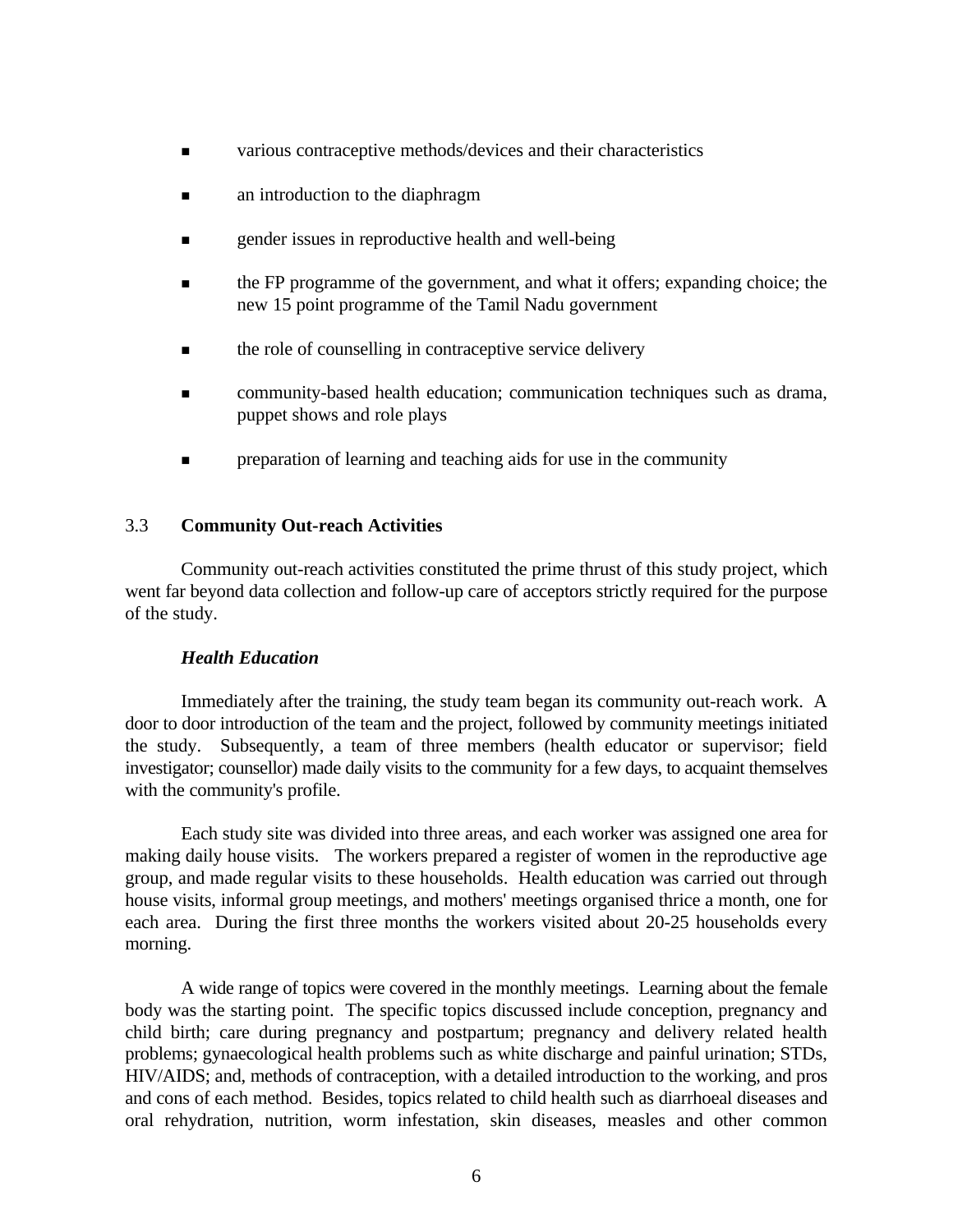- various contraceptive methods/devices and their characteristics
- an introduction to the diaphragm
- gender issues in reproductive health and well-being
- the FP programme of the government, and what it offers; expanding choice; the new 15 point programme of the Tamil Nadu government
- the role of counselling in contraceptive service delivery
- community-based health education; communication techniques such as drama, puppet shows and role plays
- preparation of learning and teaching aids for use in the community

### 3.3 Community Out-reach Activities

Community out-reach activities constituted the prime thrust of this study project, which went far beyond data collection and follow-up care of acceptors strictly required for the purpose of the study.

***Health Education***

Immediately after the training, the study team began its community out-reach work. A door to door introduction of the team and the project, followed by community meetings initiated the study. Subsequently, a team of three members (health educator or supervisor; field investigator; counsellor) made daily visits to the community for a few days, to acquaint themselves with the community's profile.

Each study site was divided into three areas, and each worker was assigned one area for making daily house visits. The workers prepared a register of women in the reproductive age group, and made regular visits to these households. Health education was carried out through house visits, informal group meetings, and mothers' meetings organised thrice a month, one for each area. During the first three months the workers visited about 20-25 households every morning.

A wide range of topics were covered in the monthly meetings. Learning about the female body was the starting point. The specific topics discussed include conception, pregnancy and child birth; care during pregnancy and postpartum; pregnancy and delivery related health problems; gynaecological health problems such as white discharge and painful urination; STDs, HIV/AIDS; and, methods of contraception, with a detailed introduction to the working, and pros and cons of each method. Besides, topics related to child health such as diarrhoeal diseases and oral rehydration, nutrition, worm infestation, skin diseases, measles and other common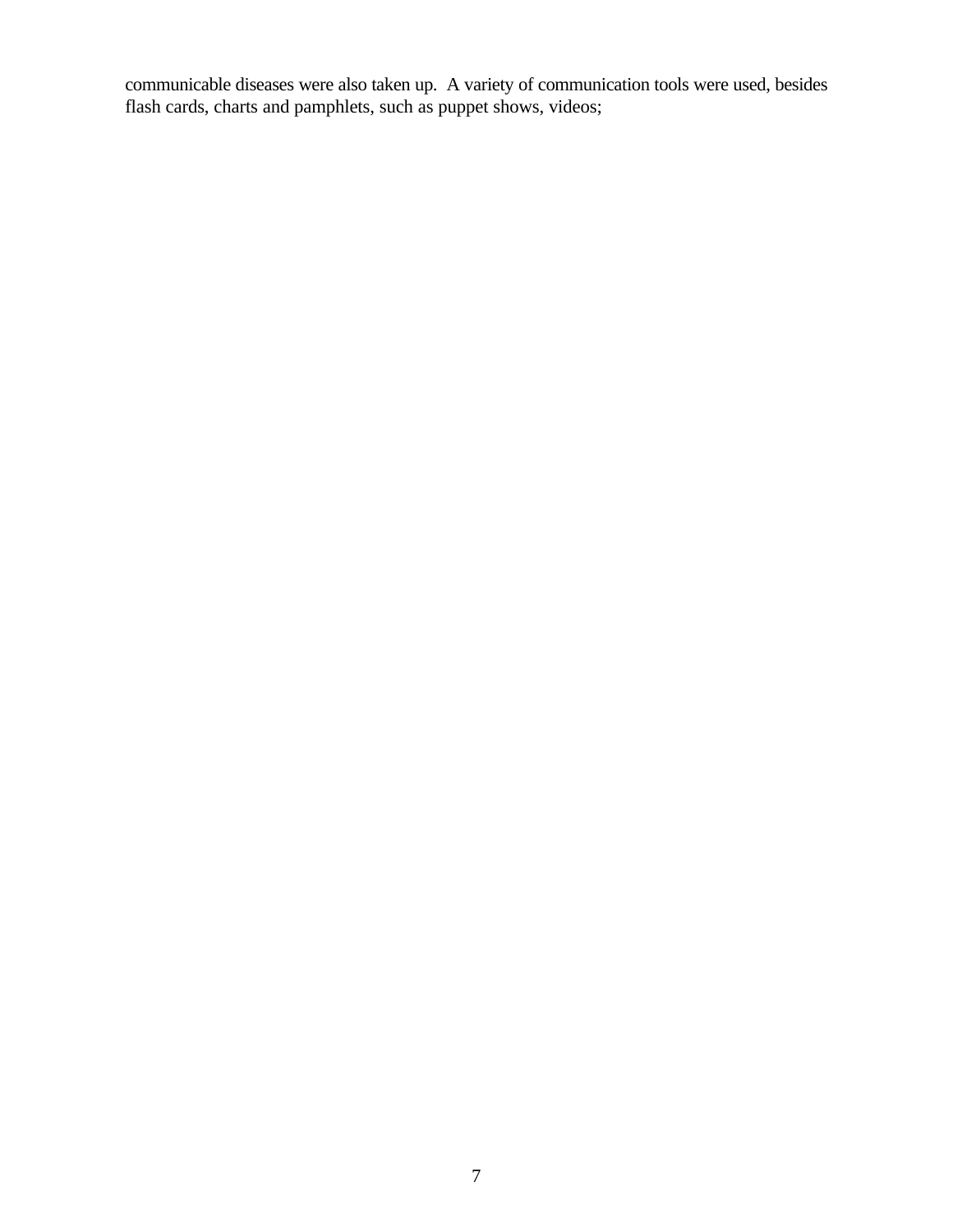communicable diseases were also taken up. A variety of communication tools were used, besides flash cards, charts and pamphlets, such as puppet shows, videos;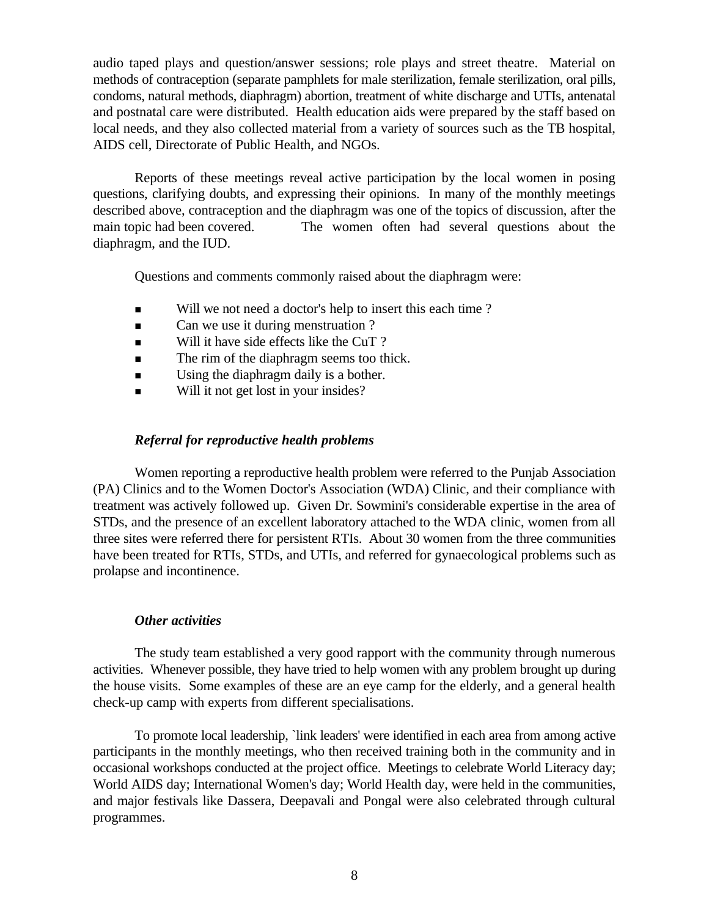audio taped plays and question/answer sessions; role plays and street theatre. Material on methods of contraception (separate pamphlets for male sterilization, female sterilization, oral pills, condoms, natural methods, diaphragm) abortion, treatment of white discharge and UTIs, antenatal and postnatal care were distributed. Health education aids were prepared by the staff based on local needs, and they also collected material from a variety of sources such as the TB hospital, AIDS cell, Directorate of Public Health, and NGOs.

Reports of these meetings reveal active participation by the local women in posing questions, clarifying doubts, and expressing their opinions. In many of the monthly meetings described above, contraception and the diaphragm was one of the topics of discussion, after the main topic had been covered. The women often had several questions about the diaphragm, and the IUD.

Questions and comments commonly raised about the diaphragm were:

- Will we not need a doctor's help to insert this each time ?
- Can we use it during menstruation ?
- Will it have side effects like the CuT ?
- The rim of the diaphragm seems too thick.
- Using the diaphragm daily is a bother.
- Will it not get lost in your insides?

### *Referral for reproductive health problems*

Women reporting a reproductive health problem were referred to the Punjab Association (PA) Clinics and to the Women Doctor's Association (WDA) Clinic, and their compliance with treatment was actively followed up. Given Dr. Sowmini's considerable expertise in the area of STDs, and the presence of an excellent laboratory attached to the WDA clinic, women from all three sites were referred there for persistent RTIs. About 30 women from the three communities have been treated for RTIs, STDs, and UTIs, and referred for gynaecological problems such as prolapse and incontinence.

### *Other activities*

The study team established a very good rapport with the community through numerous activities. Whenever possible, they have tried to help women with any problem brought up during the house visits. Some examples of these are an eye camp for the elderly, and a general health check-up camp with experts from different specialisations.

To promote local leadership, `link leaders' were identified in each area from among active participants in the monthly meetings, who then received training both in the community and in occasional workshops conducted at the project office. Meetings to celebrate World Literacy day; World AIDS day; International Women's day; World Health day, were held in the communities, and major festivals like Dassera, Deepavali and Pongal were also celebrated through cultural programmes.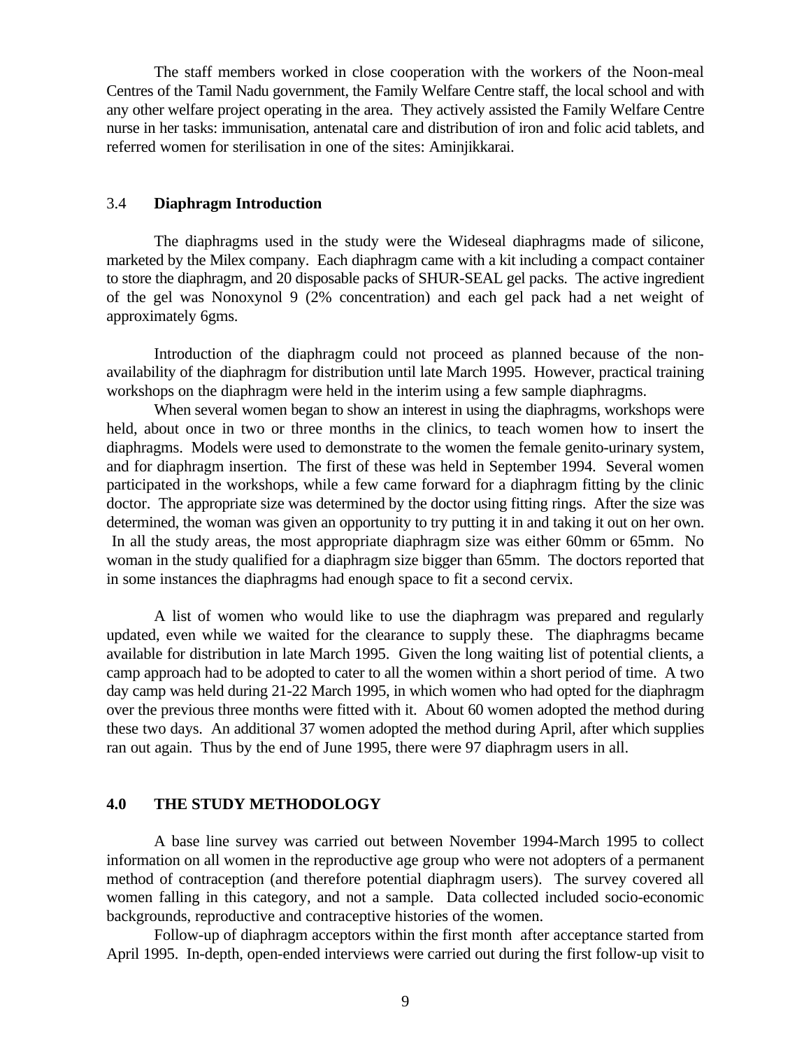The staff members worked in close cooperation with the workers of the Noon-meal Centres of the Tamil Nadu government, the Family Welfare Centre staff, the local school and with any other welfare project operating in the area. They actively assisted the Family Welfare Centre nurse in her tasks: immunisation, antenatal care and distribution of iron and folic acid tablets, and referred women for sterilisation in one of the sites: Aminjikkarai.

### 3.4 **Diaphragm Introduction**

The diaphragms used in the study were the Wideseal diaphragms made of silicone, marketed by the Milex company. Each diaphragm came with a kit including a compact container to store the diaphragm, and 20 disposable packs of SHUR-SEAL gel packs. The active ingredient of the gel was Nonoxynol 9 (2% concentration) and each gel pack had a net weight of approximately 6gms.

Introduction of the diaphragm could not proceed as planned because of the non-availability of the diaphragm for distribution until late March 1995. However, practical training workshops on the diaphragm were held in the interim using a few sample diaphragms.

When several women began to show an interest in using the diaphragms, workshops were held, about once in two or three months in the clinics, to teach women how to insert the diaphragms. Models were used to demonstrate to the women the female genito-urinary system, and for diaphragm insertion. The first of these was held in September 1994. Several women participated in the workshops, while a few came forward for a diaphragm fitting by the clinic doctor. The appropriate size was determined by the doctor using fitting rings. After the size was determined, the woman was given an opportunity to try putting it in and taking it out on her own. In all the study areas, the most appropriate diaphragm size was either 60mm or 65mm. No woman in the study qualified for a diaphragm size bigger than 65mm. The doctors reported that in some instances the diaphragms had enough space to fit a second cervix.

A list of women who would like to use the diaphragm was prepared and regularly updated, even while we waited for the clearance to supply these. The diaphragms became available for distribution in late March 1995. Given the long waiting list of potential clients, a camp approach had to be adopted to cater to all the women within a short period of time. A two day camp was held during 21-22 March 1995, in which women who had opted for the diaphragm over the previous three months were fitted with it. About 60 women adopted the method during these two days. An additional 37 women adopted the method during April, after which supplies ran out again. Thus by the end of June 1995, there were 97 diaphragm users in all.

## 4.0 THE STUDY METHODOLOGY

A base line survey was carried out between November 1994-March 1995 to collect information on all women in the reproductive age group who were not adopters of a permanent method of contraception (and therefore potential diaphragm users). The survey covered all women falling in this category, and not a sample. Data collected included socio-economic backgrounds, reproductive and contraceptive histories of the women.

Follow-up of diaphragm acceptors within the first month after acceptance started from April 1995. In-depth, open-ended interviews were carried out during the first follow-up visit to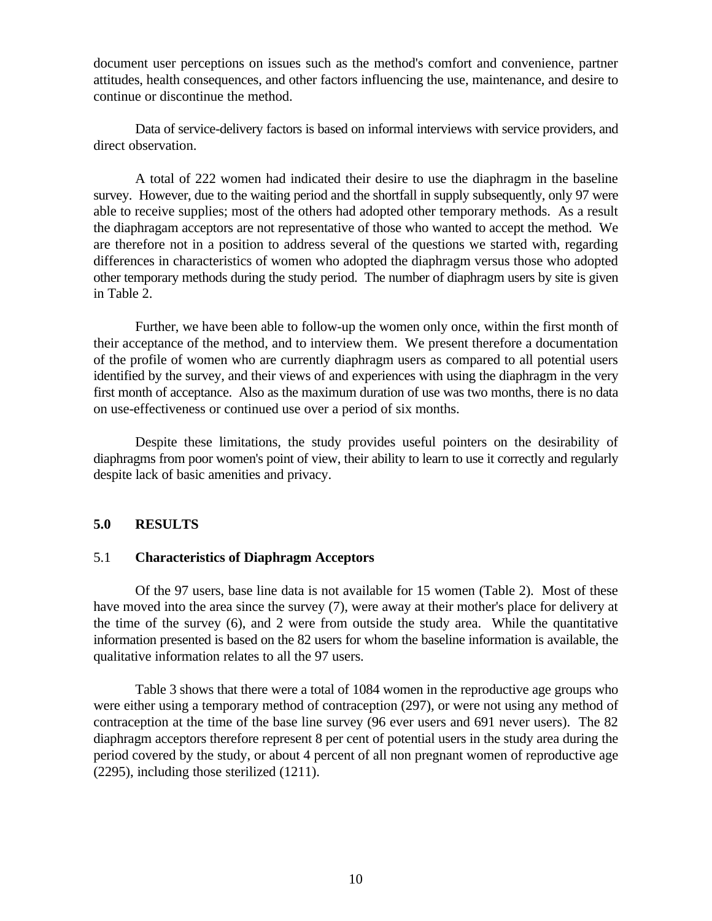document user perceptions on issues such as the method's comfort and convenience, partner attitudes, health consequences, and other factors influencing the use, maintenance, and desire to continue or discontinue the method.

Data of service-delivery factors is based on informal interviews with service providers, and direct observation.

A total of 222 women had indicated their desire to use the diaphragm in the baseline survey. However, due to the waiting period and the shortfall in supply subsequently, only 97 were able to receive supplies; most of the others had adopted other temporary methods. As a result the diaphragam acceptors are not representative of those who wanted to accept the method. We are therefore not in a position to address several of the questions we started with, regarding differences in characteristics of women who adopted the diaphragm versus those who adopted other temporary methods during the study period. The number of diaphragm users by site is given in Table 2.

Further, we have been able to follow-up the women only once, within the first month of their acceptance of the method, and to interview them. We present therefore a documentation of the profile of women who are currently diaphragm users as compared to all potential users identified by the survey, and their views of and experiences with using the diaphragm in the very first month of acceptance. Also as the maximum duration of use was two months, there is no data on use-effectiveness or continued use over a period of six months.

Despite these limitations, the study provides useful pointers on the desirability of diaphragms from poor women's point of view, their ability to learn to use it correctly and regularly despite lack of basic amenities and privacy.

## 5.0 RESULTS

### 5.1 Characteristics of Diaphragm Acceptors

Of the 97 users, base line data is not available for 15 women (Table 2). Most of these have moved into the area since the survey (7), were away at their mother's place for delivery at the time of the survey (6), and 2 were from outside the study area. While the quantitative information presented is based on the 82 users for whom the baseline information is available, the qualitative information relates to all the 97 users.

Table 3 shows that there were a total of 1084 women in the reproductive age groups who were either using a temporary method of contraception (297), or were not using any method of contraception at the time of the base line survey (96 ever users and 691 never users). The 82 diaphragm acceptors therefore represent 8 per cent of potential users in the study area during the period covered by the study, or about 4 percent of all non pregnant women of reproductive age (2295), including those sterilized (1211).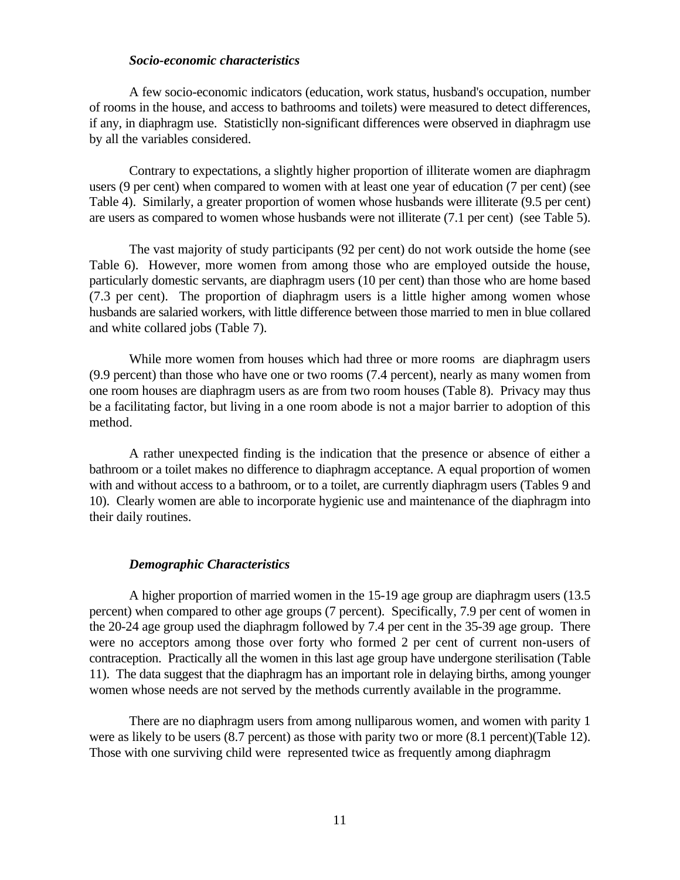### *Socio-economic characteristics*

A few socio-economic indicators (education, work status, husband's occupation, number of rooms in the house, and access to bathrooms and toilets) were measured to detect differences, if any, in diaphragm use. Statisticlly non-significant differences were observed in diaphragm use by all the variables considered.

Contrary to expectations, a slightly higher proportion of illiterate women are diaphragm users (9 per cent) when compared to women with at least one year of education (7 per cent) (see Table 4). Similarly, a greater proportion of women whose husbands were illiterate (9.5 per cent) are users as compared to women whose husbands were not illiterate (7.1 per cent) (see Table 5).

The vast majority of study participants (92 per cent) do not work outside the home (see Table 6). However, more women from among those who are employed outside the house, particularly domestic servants, are diaphragm users (10 per cent) than those who are home based (7.3 per cent). The proportion of diaphragm users is a little higher among women whose husbands are salaried workers, with little difference between those married to men in blue collared and white collared jobs (Table 7).

While more women from houses which had three or more rooms are diaphragm users (9.9 percent) than those who have one or two rooms (7.4 percent), nearly as many women from one room houses are diaphragm users as are from two room houses (Table 8). Privacy may thus be a facilitating factor, but living in a one room abode is not a major barrier to adoption of this method.

A rather unexpected finding is the indication that the presence or absence of either a bathroom or a toilet makes no difference to diaphragm acceptance. A equal proportion of women with and without access to a bathroom, or to a toilet, are currently diaphragm users (Tables 9 and 10). Clearly women are able to incorporate hygienic use and maintenance of the diaphragm into their daily routines.

### *Demographic Characteristics*

A higher proportion of married women in the 15-19 age group are diaphragm users (13.5 percent) when compared to other age groups (7 percent). Specifically, 7.9 per cent of women in the 20-24 age group used the diaphragm followed by 7.4 per cent in the 35-39 age group. There were no acceptors among those over forty who formed 2 per cent of current non-users of contraception. Practically all the women in this last age group have undergone sterilisation (Table 11). The data suggest that the diaphragm has an important role in delaying births, among younger women whose needs are not served by the methods currently available in the programme.

There are no diaphragm users from among nulliparous women, and women with parity 1 were as likely to be users (8.7 percent) as those with parity two or more (8.1 percent)(Table 12). Those with one surviving child were represented twice as frequently among diaphragm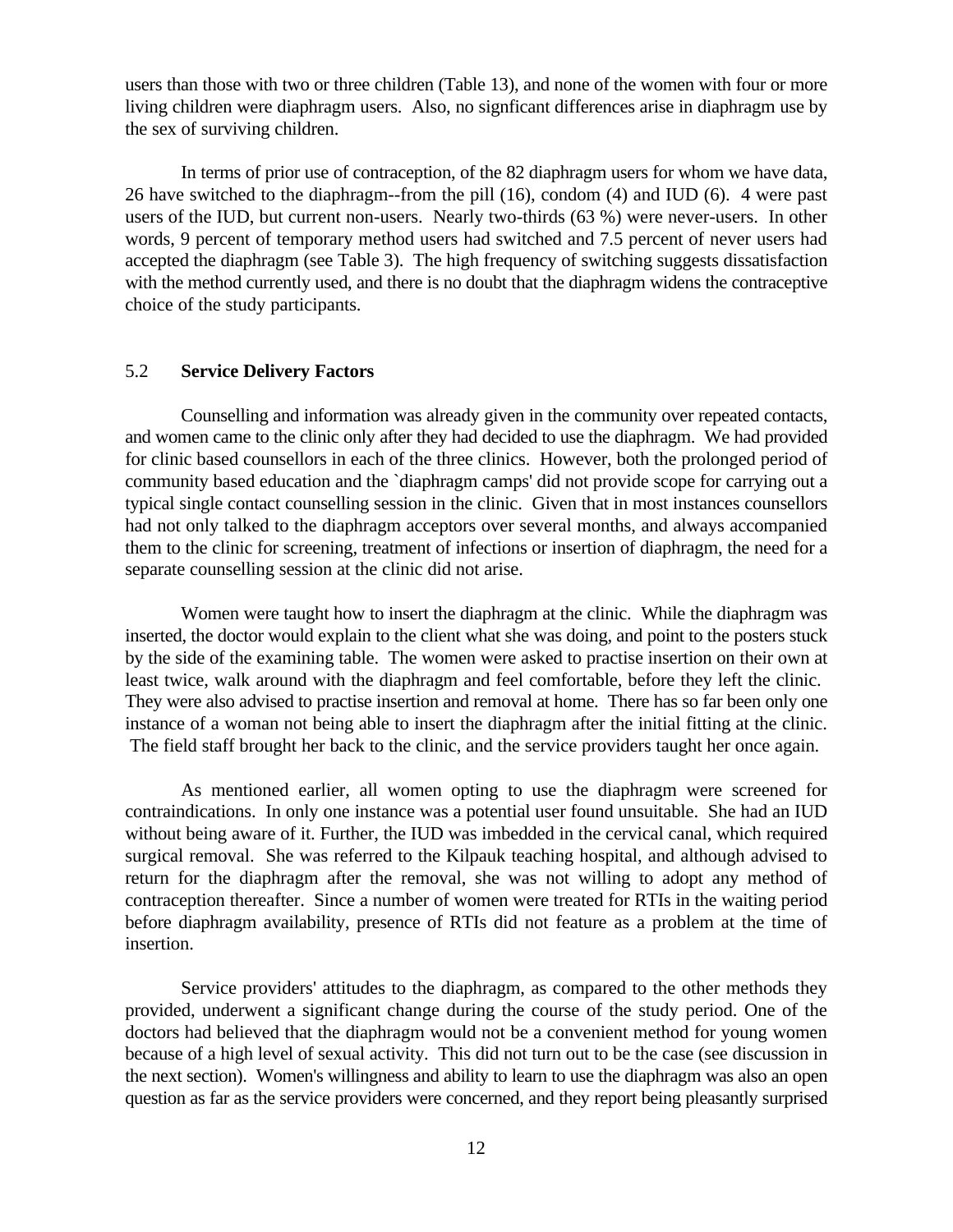users than those with two or three children (Table 13), and none of the women with four or more living children were diaphragm users. Also, no signficant differences arise in diaphragm use by the sex of surviving children.

In terms of prior use of contraception, of the 82 diaphragm users for whom we have data, 26 have switched to the diaphragm--from the pill (16), condom (4) and IUD (6). 4 were past users of the IUD, but current non-users. Nearly two-thirds (63 %) were never-users. In other words, 9 percent of temporary method users had switched and 7.5 percent of never users had accepted the diaphragm (see Table 3). The high frequency of switching suggests dissatisfaction with the method currently used, and there is no doubt that the diaphragm widens the contraceptive choice of the study participants.

## 5.2 **Service Delivery Factors**

Counselling and information was already given in the community over repeated contacts, and women came to the clinic only after they had decided to use the diaphragm. We had provided for clinic based counsellors in each of the three clinics. However, both the prolonged period of community based education and the `diaphragm camps' did not provide scope for carrying out a typical single contact counselling session in the clinic. Given that in most instances counsellors had not only talked to the diaphragm acceptors over several months, and always accompanied them to the clinic for screening, treatment of infections or insertion of diaphragm, the need for a separate counselling session at the clinic did not arise.

Women were taught how to insert the diaphragm at the clinic. While the diaphragm was inserted, the doctor would explain to the client what she was doing, and point to the posters stuck by the side of the examining table. The women were asked to practise insertion on their own at least twice, walk around with the diaphragm and feel comfortable, before they left the clinic. They were also advised to practise insertion and removal at home. There has so far been only one instance of a woman not being able to insert the diaphragm after the initial fitting at the clinic. The field staff brought her back to the clinic, and the service providers taught her once again.

As mentioned earlier, all women opting to use the diaphragm were screened for contraindications. In only one instance was a potential user found unsuitable. She had an IUD without being aware of it. Further, the IUD was imbedded in the cervical canal, which required surgical removal. She was referred to the Kilpauk teaching hospital, and although advised to return for the diaphragm after the removal, she was not willing to adopt any method of contraception thereafter. Since a number of women were treated for RTIs in the waiting period before diaphragm availability, presence of RTIs did not feature as a problem at the time of insertion.

Service providers' attitudes to the diaphragm, as compared to the other methods they provided, underwent a significant change during the course of the study period. One of the doctors had believed that the diaphragm would not be a convenient method for young women because of a high level of sexual activity. This did not turn out to be the case (see discussion in the next section). Women's willingness and ability to learn to use the diaphragm was also an open question as far as the service providers were concerned, and they report being pleasantly surprised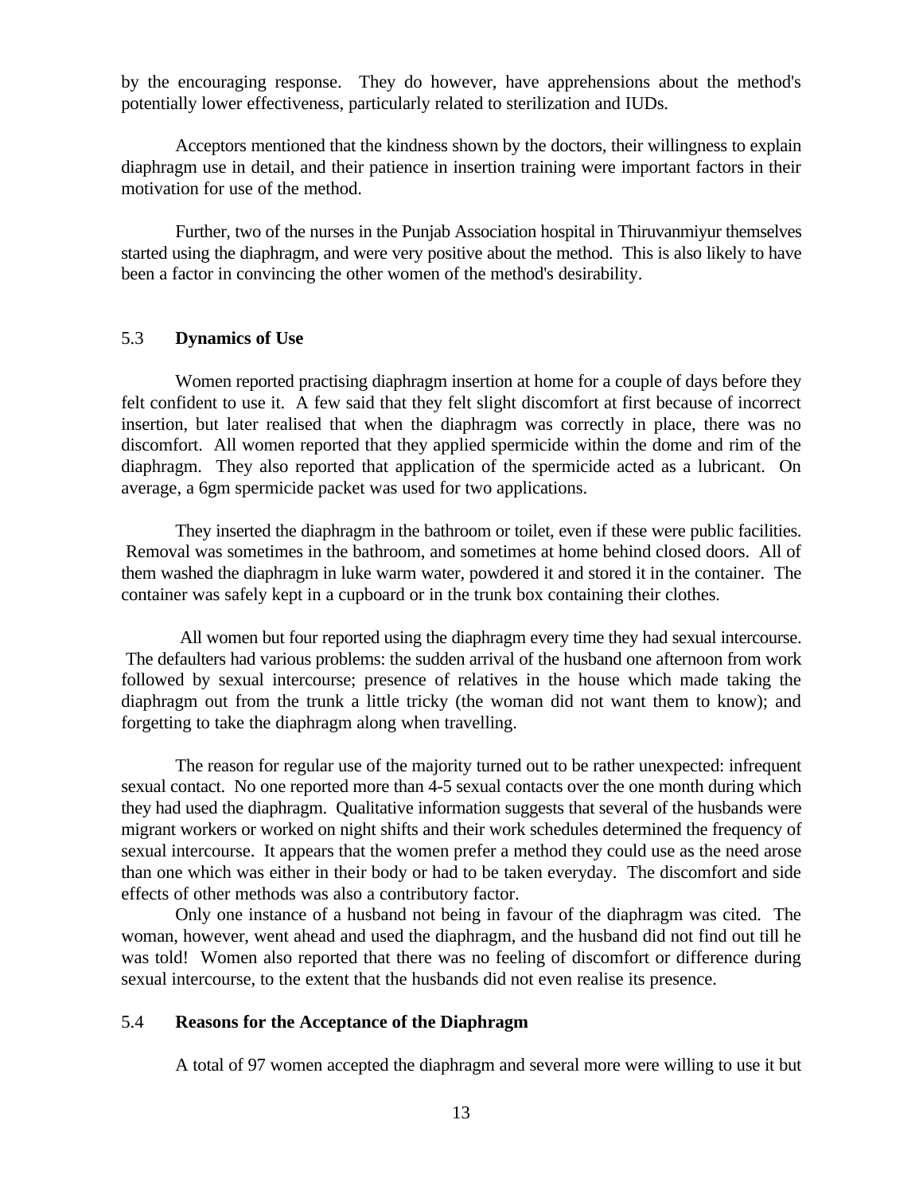by the encouraging response. They do however, have apprehensions about the method's potentially lower effectiveness, particularly related to sterilization and IUDs.

Acceptors mentioned that the kindness shown by the doctors, their willingness to explain diaphragm use in detail, and their patience in insertion training were important factors in their motivation for use of the method.

Further, two of the nurses in the Punjab Association hospital in Thiruvanmiyur themselves started using the diaphragm, and were very positive about the method. This is also likely to have been a factor in convincing the other women of the method's desirability.

### 5.3 **Dynamics of Use**

Women reported practising diaphragm insertion at home for a couple of days before they felt confident to use it. A few said that they felt slight discomfort at first because of incorrect insertion, but later realised that when the diaphragm was correctly in place, there was no discomfort. All women reported that they applied spermicide within the dome and rim of the diaphragm. They also reported that application of the spermicide acted as a lubricant. On average, a 6gm spermicide packet was used for two applications.

They inserted the diaphragm in the bathroom or toilet, even if these were public facilities. Removal was sometimes in the bathroom, and sometimes at home behind closed doors. All of them washed the diaphragm in luke warm water, powdered it and stored it in the container. The container was safely kept in a cupboard or in the trunk box containing their clothes.

All women but four reported using the diaphragm every time they had sexual intercourse. The defaulters had various problems: the sudden arrival of the husband one afternoon from work followed by sexual intercourse; presence of relatives in the house which made taking the diaphragm out from the trunk a little tricky (the woman did not want them to know); and forgetting to take the diaphragm along when travelling.

The reason for regular use of the majority turned out to be rather unexpected: infrequent sexual contact. No one reported more than 4-5 sexual contacts over the one month during which they had used the diaphragm. Qualitative information suggests that several of the husbands were migrant workers or worked on night shifts and their work schedules determined the frequency of sexual intercourse. It appears that the women prefer a method they could use as the need arose than one which was either in their body or had to be taken everyday. The discomfort and side effects of other methods was also a contributory factor.

Only one instance of a husband not being in favour of the diaphragm was cited. The woman, however, went ahead and used the diaphragm, and the husband did not find out till he was told! Women also reported that there was no feeling of discomfort or difference during sexual intercourse, to the extent that the husbands did not even realise its presence.

### 5.4 **Reasons for the Acceptance of the Diaphragm**

A total of 97 women accepted the diaphragm and several more were willing to use it but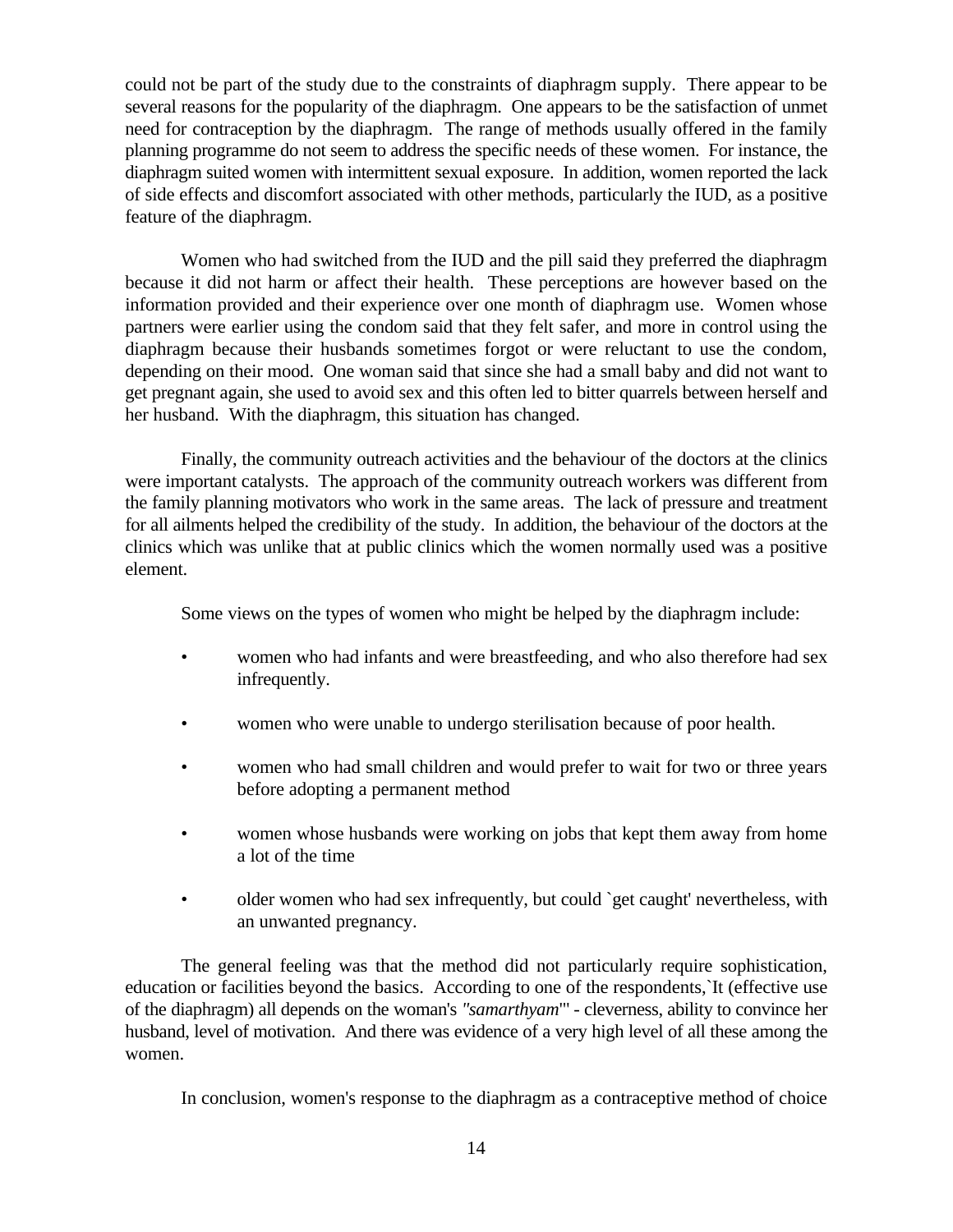could not be part of the study due to the constraints of diaphragm supply. There appear to be several reasons for the popularity of the diaphragm. One appears to be the satisfaction of unmet need for contraception by the diaphragm. The range of methods usually offered in the family planning programme do not seem to address the specific needs of these women. For instance, the diaphragm suited women with intermittent sexual exposure. In addition, women reported the lack of side effects and discomfort associated with other methods, particularly the IUD, as a positive feature of the diaphragm.

Women who had switched from the IUD and the pill said they preferred the diaphragm because it did not harm or affect their health. These perceptions are however based on the information provided and their experience over one month of diaphragm use. Women whose partners were earlier using the condom said that they felt safer, and more in control using the diaphragm because their husbands sometimes forgot or were reluctant to use the condom, depending on their mood. One woman said that since she had a small baby and did not want to get pregnant again, she used to avoid sex and this often led to bitter quarrels between herself and her husband. With the diaphragm, this situation has changed.

Finally, the community outreach activities and the behaviour of the doctors at the clinics were important catalysts. The approach of the community outreach workers was different from the family planning motivators who work in the same areas. The lack of pressure and treatment for all ailments helped the credibility of the study. In addition, the behaviour of the doctors at the clinics which was unlike that at public clinics which the women normally used was a positive element.

Some views on the types of women who might be helped by the diaphragm include:

- women who had infants and were breastfeeding, and who also therefore had sex infrequently.
- women who were unable to undergo sterilisation because of poor health.
- women who had small children and would prefer to wait for two or three years before adopting a permanent method
- women whose husbands were working on jobs that kept them away from home a lot of the time
- older women who had sex infrequently, but could `get caught' nevertheless, with an unwanted pregnancy.

The general feeling was that the method did not particularly require sophistication, education or facilities beyond the basics. According to one of the respondents,`It (effective use of the diaphragm) all depends on the woman's *"samarthyam"*' - cleverness, ability to convince her husband, level of motivation. And there was evidence of a very high level of all these among the women.

In conclusion, women's response to the diaphragm as a contraceptive method of choice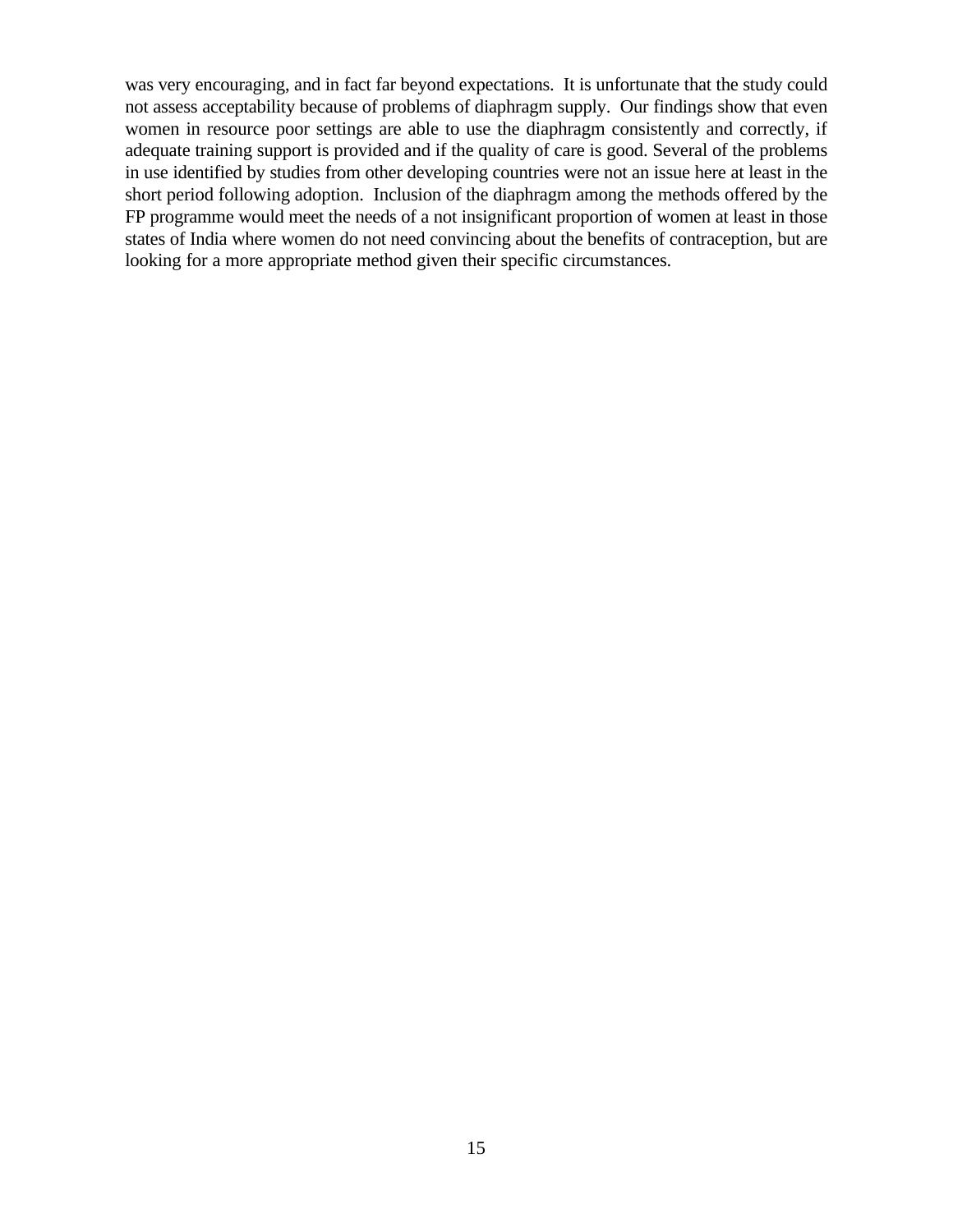was very encouraging, and in fact far beyond expectations. It is unfortunate that the study could not assess acceptability because of problems of diaphragm supply. Our findings show that even women in resource poor settings are able to use the diaphragm consistently and correctly, if adequate training support is provided and if the quality of care is good. Several of the problems in use identified by studies from other developing countries were not an issue here at least in the short period following adoption. Inclusion of the diaphragm among the methods offered by the FP programme would meet the needs of a not insignificant proportion of women at least in those states of India where women do not need convincing about the benefits of contraception, but are looking for a more appropriate method given their specific circumstances.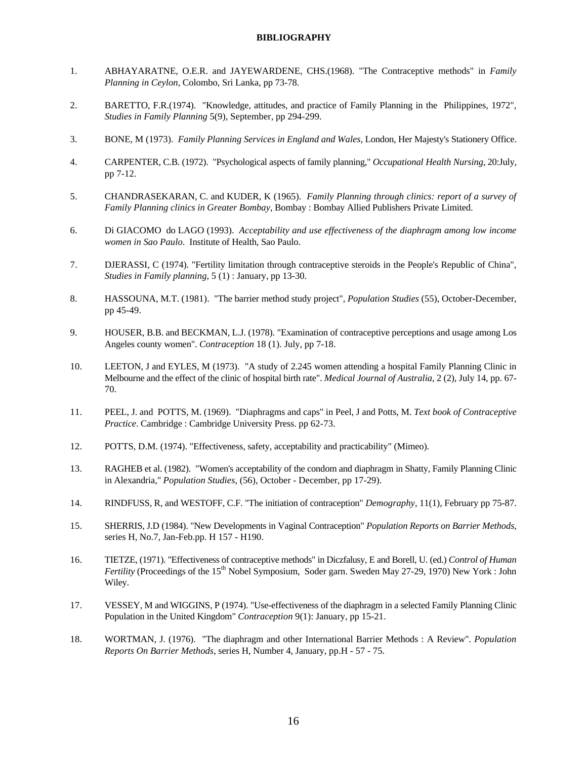**BIBLIOGRAPHY**

1. ABHAYARATNE, O.E.R. and JAYEWARDENE, CHS.(1968). "The Contraceptive methods" in *Family Planning in Ceylon*, Colombo, Sri Lanka, pp 73-78.

2. BARETTO, F.R.(1974). "Knowledge, attitudes, and practice of Family Planning in the Philippines, 1972", *Studies in Family Planning* 5(9), September, pp 294-299.

3. BONE, M (1973). *Family Planning Services in England and Wales*, London, Her Majesty's Stationery Office.

4. CARPENTER, C.B. (1972). "Psychological aspects of family planning," *Occupational Health Nursing*, 20:July, pp 7-12.

5. CHANDRASEKARAN, C. and KUDER, K (1965). *Family Planning through clinics: report of a survey of Family Planning clinics in Greater Bombay*, Bombay : Bombay Allied Publishers Private Limited.

6. Di GIACOMO do LAGO (1993). *Acceptability and use effectiveness of the diaphragm among low income women in Sao Paulo*. Institute of Health, Sao Paulo.

7. DJERASSI, C (1974). "Fertility limitation through contraceptive steroids in the People's Republic of China", *Studies in Family planning*, 5 (1) : January, pp 13-30.

8. HASSOUNA, M.T. (1981). "The barrier method study project", *Population Studies* (55), October-December, pp 45-49.

9. HOUSER, B.B. and BECKMAN, L.J. (1978). "Examination of contraceptive perceptions and usage among Los Angeles county women". *Contraception* 18 (1). July, pp 7-18.

10. LEETON, J and EYLES, M (1973). "A study of 2.245 women attending a hospital Family Planning Clinic in Melbourne and the effect of the clinic of hospital birth rate". *Medical Journal of Australia*, 2 (2), July 14, pp. 67-70.

11. PEEL, J. and POTTS, M. (1969). "Diaphragms and caps" in Peel, J and Potts, M. *Text book of Contraceptive Practice*. Cambridge : Cambridge University Press. pp 62-73.

12. POTTS, D.M. (1974). "Effectiveness, safety, acceptability and practicability" (Mimeo).

13. RAGHEB et al. (1982). "Women's acceptability of the condom and diaphragm in Shatty, Family Planning Clinic in Alexandria," *Population Studies*, (56), October - December, pp 17-29).

14. RINDFUSS, R, and WESTOFF, C.F. "The initiation of contraception" *Demography*, 11(1), February pp 75-87.

15. SHERRIS, J.D (1984). "New Developments in Vaginal Contraception" *Population Reports on Barrier Methods*, series H, No.7, Jan-Feb.pp. H 157 - H190.

16. TIETZE, (1971). "Effectiveness of contraceptive methods" in Diczfalusy, E and Borell, U. (ed.) *Control of Human Fertility* (Proceedings of the 15th Nobel Symposium, Soder garn. Sweden May 27-29, 1970) New York : John Wiley.

17. VESSEY, M and WIGGINS, P (1974). "Use-effectiveness of the diaphragm in a selected Family Planning Clinic Population in the United Kingdom" *Contraception* 9(1): January, pp 15-21.

18. WORTMAN, J. (1976). "The diaphragm and other International Barrier Methods : A Review". *Population Reports On Barrier Methods*, series H, Number 4, January, pp.H - 57 - 75.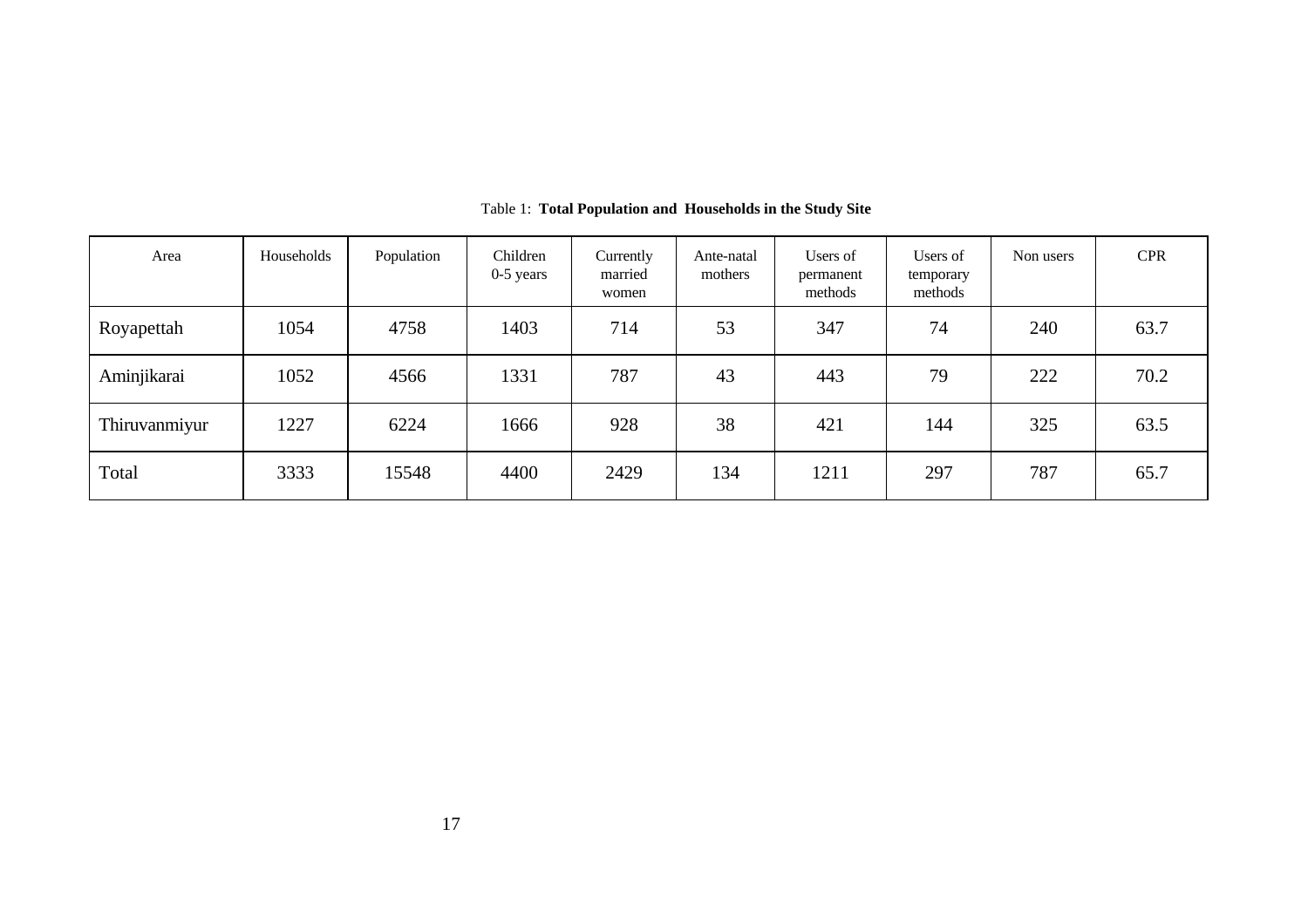Table 1: **Total Population and Households in the Study Site**

| Area | Households | Population | Children 0-5 years | Currently married women | Ante-natal mothers | Users of permanent methods | Users of temporary methods | Non users | CPR |
|---|---|---|---|---|---|---|---|---|---|
| Royapettah | 1054 | 4758 | 1403 | 714 | 53 | 347 | 74 | 240 | 63.7 |
| Aminjikarai | 1052 | 4566 | 1331 | 787 | 43 | 443 | 79 | 222 | 70.2 |
| Thiruvanmiyur | 1227 | 6224 | 1666 | 928 | 38 | 421 | 144 | 325 | 63.5 |
| Total | 3333 | 15548 | 4400 | 2429 | 134 | 1211 | 297 | 787 | 65.7 |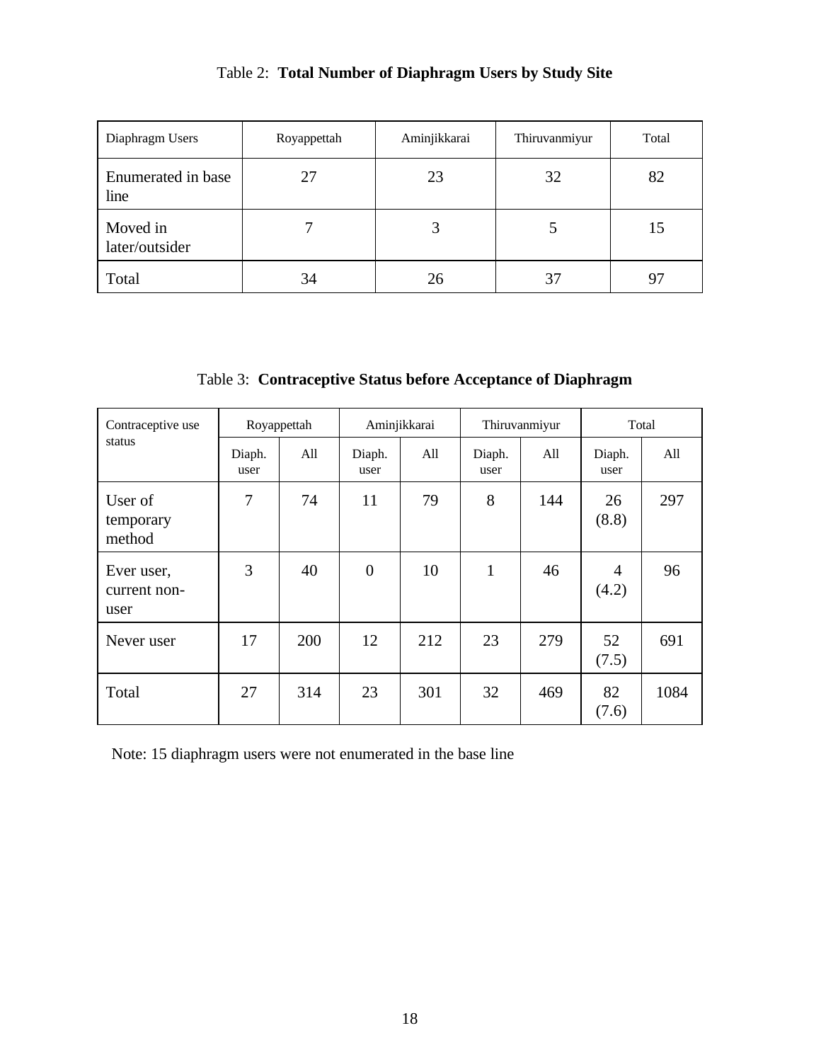Table 2: **Total Number of Diaphragm Users by Study Site**

| Diaphragm Users | Royappettah | Aminjikkarai | Thiruvanmiyur | Total |
|---|---|---|---|---|
| Enumerated in base line | 27 | 23 | 32 | 82 |
| Moved in later/outsider | 7 | 3 | 5 | 15 |
| Total | 34 | 26 | 37 | 97 |

Table 3: **Contraceptive Status before Acceptance of Diaphragm**

| Contraceptive use status | Royappettah | | Aminjikkarai | | Thiruvanmiyur | | Total | |
|---|---|---|---|---|---|---|---|---|
| | Diaph. user | All | Diaph. user | All | Diaph. user | All | Diaph. user | All |
| User of temporary method | 7 | 74 | 11 | 79 | 8 | 144 | 26 (8.8) | 297 |
| Ever user, current non-user | 3 | 40 | 0 | 10 | 1 | 46 | 4 (4.2) | 96 |
| Never user | 17 | 200 | 12 | 212 | 23 | 279 | 52 (7.5) | 691 |
| Total | 27 | 314 | 23 | 301 | 32 | 469 | 82 (7.6) | 1084 |

Note: 15 diaphragm users were not enumerated in the base line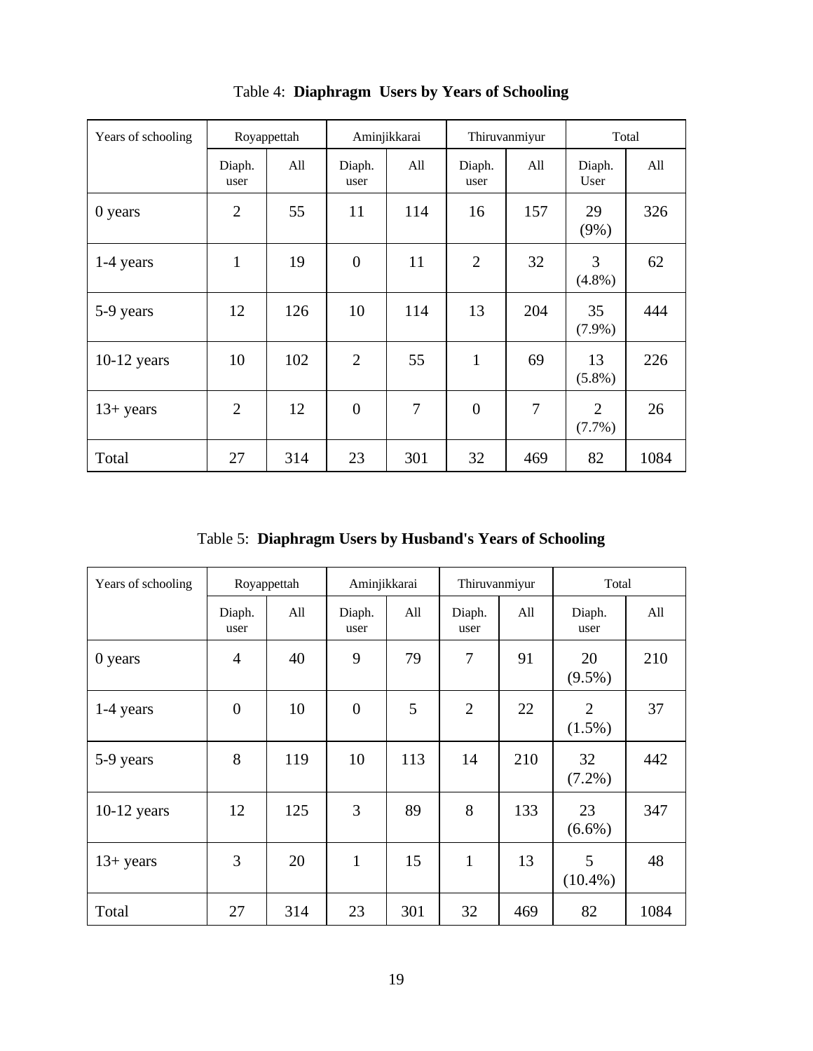Table 4: **Diaphragm Users by Years of Schooling**

| Years of schooling | Royappettah | | Aminjikkarai | | Thiruvanmiyur | | Total | |
|---|---|---|---|---|---|---|---|---|
| | Diaph. user | All | Diaph. user | All | Diaph. user | All | Diaph. User | All |
| 0 years | 2 | 55 | 11 | 114 | 16 | 157 | 29 (9%) | 326 |
| 1-4 years | 1 | 19 | 0 | 11 | 2 | 32 | 3 (4.8%) | 62 |
| 5-9 years | 12 | 126 | 10 | 114 | 13 | 204 | 35 (7.9%) | 444 |
| 10-12 years | 10 | 102 | 2 | 55 | 1 | 69 | 13 (5.8%) | 226 |
| 13+ years | 2 | 12 | 0 | 7 | 0 | 7 | 2 (7.7%) | 26 |
| Total | 27 | 314 | 23 | 301 | 32 | 469 | 82 | 1084 |

Table 5: **Diaphragm Users by Husband's Years of Schooling**

| Years of schooling | Royappettah | | Aminjikkarai | | Thiruvanmiyur | | Total | |
|---|---|---|---|---|---|---|---|---|
| | Diaph. user | All | Diaph. user | All | Diaph. user | All | Diaph. user | All |
| 0 years | 4 | 40 | 9 | 79 | 7 | 91 | 20 (9.5%) | 210 |
| 1-4 years | 0 | 10 | 0 | 5 | 2 | 22 | 2 (1.5%) | 37 |
| 5-9 years | 8 | 119 | 10 | 113 | 14 | 210 | 32 (7.2%) | 442 |
| 10-12 years | 12 | 125 | 3 | 89 | 8 | 133 | 23 (6.6%) | 347 |
| 13+ years | 3 | 20 | 1 | 15 | 1 | 13 | 5 (10.4%) | 48 |
| Total | 27 | 314 | 23 | 301 | 32 | 469 | 82 | 1084 |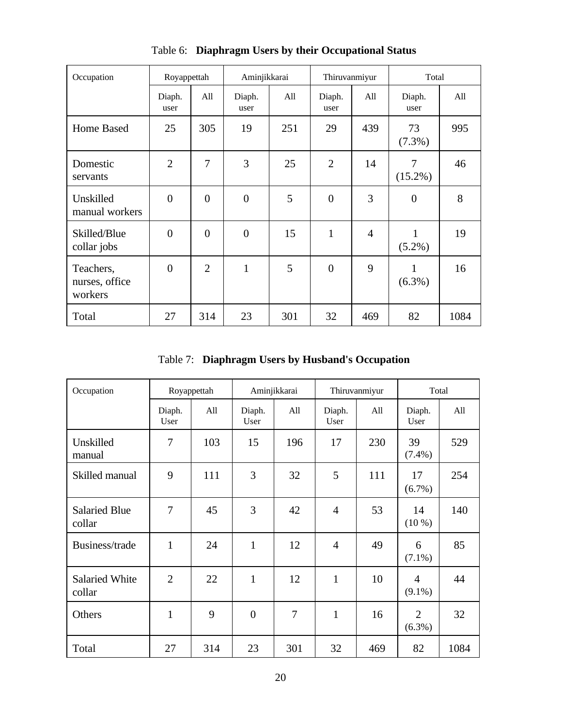Table 6: **Diaphragm Users by their Occupational Status**

| Occupation | Royappettah | | Aminjikkarai | | Thiruvanmiyur | | Total | |
|---|---|---|---|---|---|---|---|---|
| | Diaph. user | All | Diaph. user | All | Diaph. user | All | Diaph. user | All |
| Home Based | 25 | 305 | 19 | 251 | 29 | 439 | 73 (7.3%) | 995 |
| Domestic servants | 2 | 7 | 3 | 25 | 2 | 14 | 7 (15.2%) | 46 |
| Unskilled manual workers | 0 | 0 | 0 | 5 | 0 | 3 | 0 | 8 |
| Skilled/Blue collar jobs | 0 | 0 | 0 | 15 | 1 | 4 | 1 (5.2%) | 19 |
| Teachers, nurses, office workers | 0 | 2 | 1 | 5 | 0 | 9 | 1 (6.3%) | 16 |
| Total | 27 | 314 | 23 | 301 | 32 | 469 | 82 | 1084 |

Table 7: **Diaphragm Users by Husband's Occupation**

| Occupation | Royappettah | | Aminjikkarai | | Thiruvanmiyur | | Total | |
|---|---|---|---|---|---|---|---|---|
| | Diaph. User | All | Diaph. User | All | Diaph. User | All | Diaph. User | All |
| Unskilled manual | 7 | 103 | 15 | 196 | 17 | 230 | 39 (7.4%) | 529 |
| Skilled manual | 9 | 111 | 3 | 32 | 5 | 111 | 17 (6.7%) | 254 |
| Salaried Blue collar | 7 | 45 | 3 | 42 | 4 | 53 | 14 (10 %) | 140 |
| Business/trade | 1 | 24 | 1 | 12 | 4 | 49 | 6 (7.1%) | 85 |
| Salaried White collar | 2 | 22 | 1 | 12 | 1 | 10 | 4 (9.1%) | 44 |
| Others | 1 | 9 | 0 | 7 | 1 | 16 | 2 (6.3%) | 32 |
| Total | 27 | 314 | 23 | 301 | 32 | 469 | 82 | 1084 |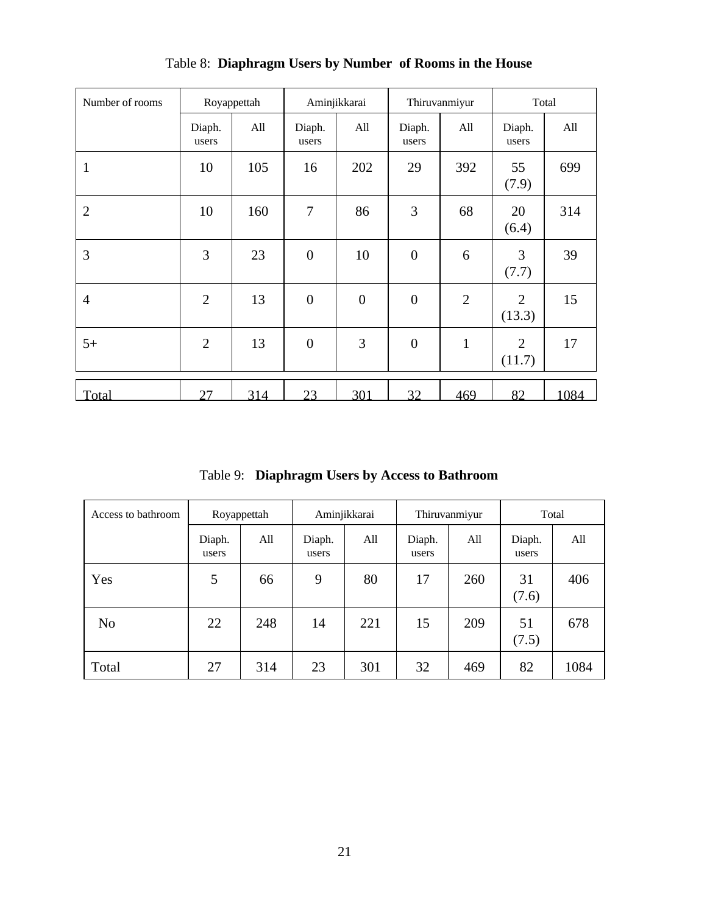Table 8: **Diaphragm Users by Number of Rooms in the House**

| Number of rooms | Royappettah | | Aminjikkarai | | Thiruvanmiyur | | Total | |
|---|---|---|---|---|---|---|---|---|
| | Diaph. users | All | Diaph. users | All | Diaph. users | All | Diaph. users | All |
| 1 | 10 | 105 | 16 | 202 | 29 | 392 | 55 (7.9) | 699 |
| 2 | 10 | 160 | 7 | 86 | 3 | 68 | 20 (6.4) | 314 |
| 3 | 3 | 23 | 0 | 10 | 0 | 6 | 3 (7.7) | 39 |
| 4 | 2 | 13 | 0 | 0 | 0 | 2 | 2 (13.3) | 15 |
| 5+ | 2 | 13 | 0 | 3 | 0 | 1 | 2 (11.7) | 17 |
| Total | 27 | 314 | 23 | 301 | 32 | 469 | 82 | 1084 |

Table 9: **Diaphragm Users by Access to Bathroom**

| Access to bathroom | Royappettah | | Aminjikkarai | | Thiruvanmiyur | | Total | |
|---|---|---|---|---|---|---|---|---|
| | Diaph. users | All | Diaph. users | All | Diaph. users | All | Diaph. users | All |
| Yes | 5 | 66 | 9 | 80 | 17 | 260 | 31 (7.6) | 406 |
| No | 22 | 248 | 14 | 221 | 15 | 209 | 51 (7.5) | 678 |
| Total | 27 | 314 | 23 | 301 | 32 | 469 | 82 | 1084 |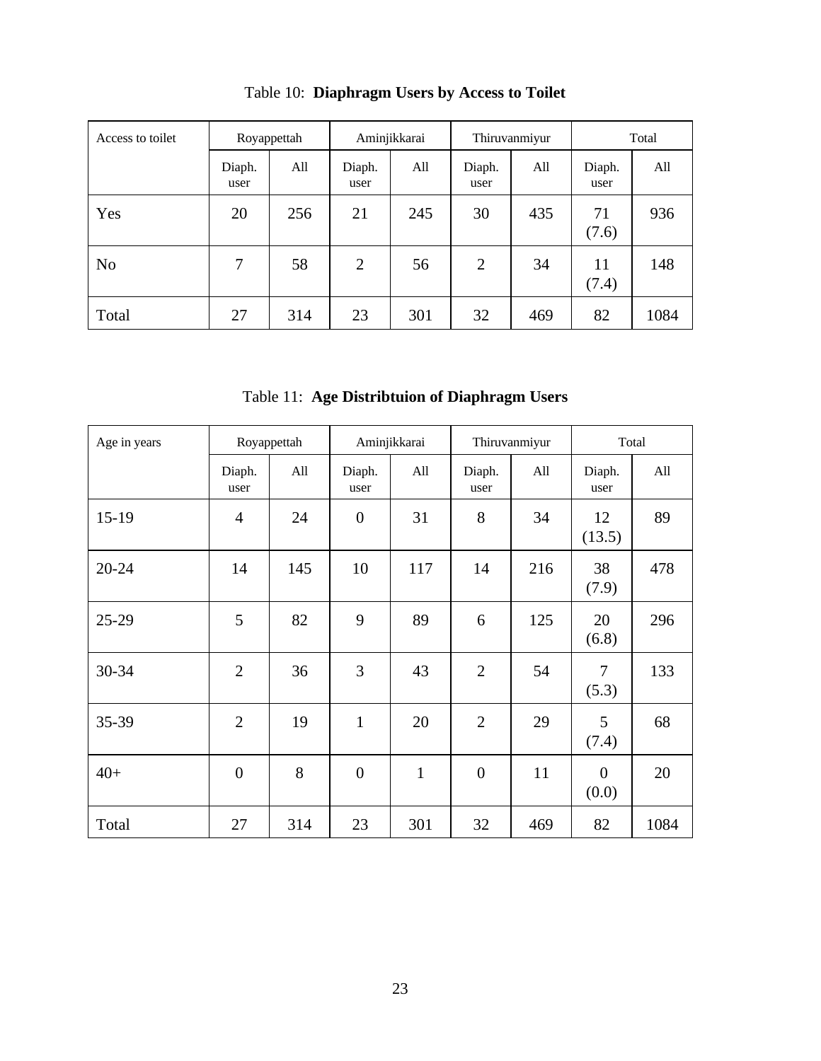Table 10: **Diaphragm Users by Access to Toilet**

| Access to toilet | Royappettah | | Aminjikkarai | | Thiruvanmiyur | | Total | |
|---|---|---|---|---|---|---|---|---|
| | Diaph. user | All | Diaph. user | All | Diaph. user | All | Diaph. user | All |
| Yes | 20 | 256 | 21 | 245 | 30 | 435 | 71 (7.6) | 936 |
| No | 7 | 58 | 2 | 56 | 2 | 34 | 11 (7.4) | 148 |
| Total | 27 | 314 | 23 | 301 | 32 | 469 | 82 | 1084 |

Table 11: **Age Distribtuion of Diaphragm Users**

| Age in years | Royappettah | | Aminjikkarai | | Thiruvanmiyur | | Total | |
|---|---|---|---|---|---|---|---|---|
| | Diaph. user | All | Diaph. user | All | Diaph. user | All | Diaph. user | All |
| 15-19 | 4 | 24 | 0 | 31 | 8 | 34 | 12 (13.5) | 89 |
| 20-24 | 14 | 145 | 10 | 117 | 14 | 216 | 38 (7.9) | 478 |
| 25-29 | 5 | 82 | 9 | 89 | 6 | 125 | 20 (6.8) | 296 |
| 30-34 | 2 | 36 | 3 | 43 | 2 | 54 | 7 (5.3) | 133 |
| 35-39 | 2 | 19 | 1 | 20 | 2 | 29 | 5 (7.4) | 68 |
| 40+ | 0 | 8 | 0 | 1 | 0 | 11 | 0 (0.0) | 20 |
| Total | 27 | 314 | 23 | 301 | 32 | 469 | 82 | 1084 |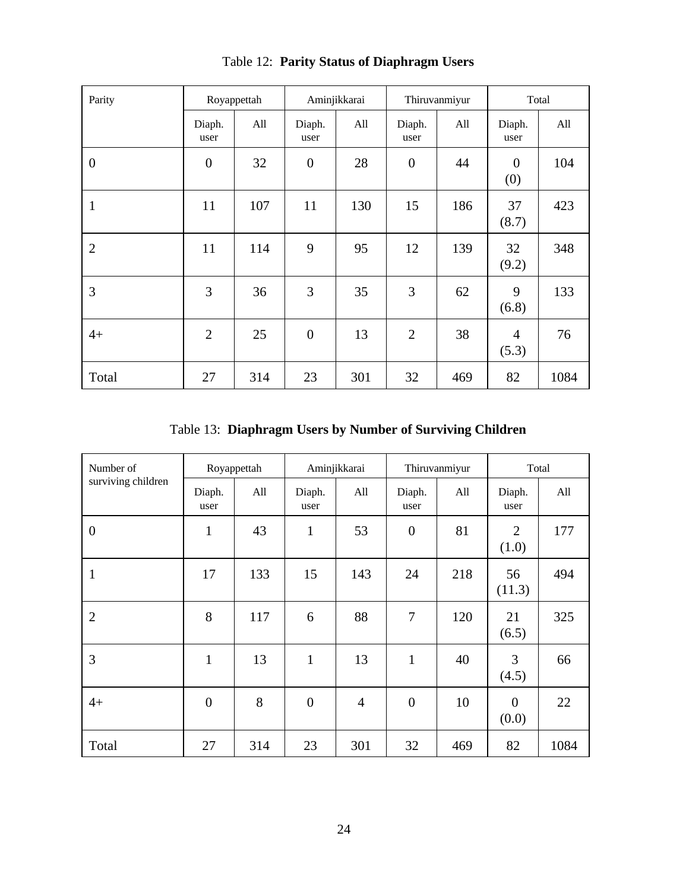Table 12: **Parity Status of Diaphragm Users**

| Parity | Royappettah | | Aminjikkarai | | Thiruvanmiyur | | Total | |
|---|---|---|---|---|---|---|---|---|
| | Diaph. user | All | Diaph. user | All | Diaph. user | All | Diaph. user | All |
| 0 | 0 | 32 | 0 | 28 | 0 | 44 | 0 (0) | 104 |
| 1 | 11 | 107 | 11 | 130 | 15 | 186 | 37 (8.7) | 423 |
| 2 | 11 | 114 | 9 | 95 | 12 | 139 | 32 (9.2) | 348 |
| 3 | 3 | 36 | 3 | 35 | 3 | 62 | 9 (6.8) | 133 |
| 4+ | 2 | 25 | 0 | 13 | 2 | 38 | 4 (5.3) | 76 |
| Total | 27 | 314 | 23 | 301 | 32 | 469 | 82 | 1084 |

Table 13: **Diaphragm Users by Number of Surviving Children**

| Number of surviving children | Royappettah | | Aminjikkarai | | Thiruvanmiyur | | Total | |
|---|---|---|---|---|---|---|---|---|
| | Diaph. user | All | Diaph. user | All | Diaph. user | All | Diaph. user | All |
| 0 | 1 | 43 | 1 | 53 | 0 | 81 | 2 (1.0) | 177 |
| 1 | 17 | 133 | 15 | 143 | 24 | 218 | 56 (11.3) | 494 |
| 2 | 8 | 117 | 6 | 88 | 7 | 120 | 21 (6.5) | 325 |
| 3 | 1 | 13 | 1 | 13 | 1 | 40 | 3 (4.5) | 66 |
| 4+ | 0 | 8 | 0 | 4 | 0 | 10 | 0 (0.0) | 22 |
| Total | 27 | 314 | 23 | 301 | 32 | 469 | 82 | 1084 |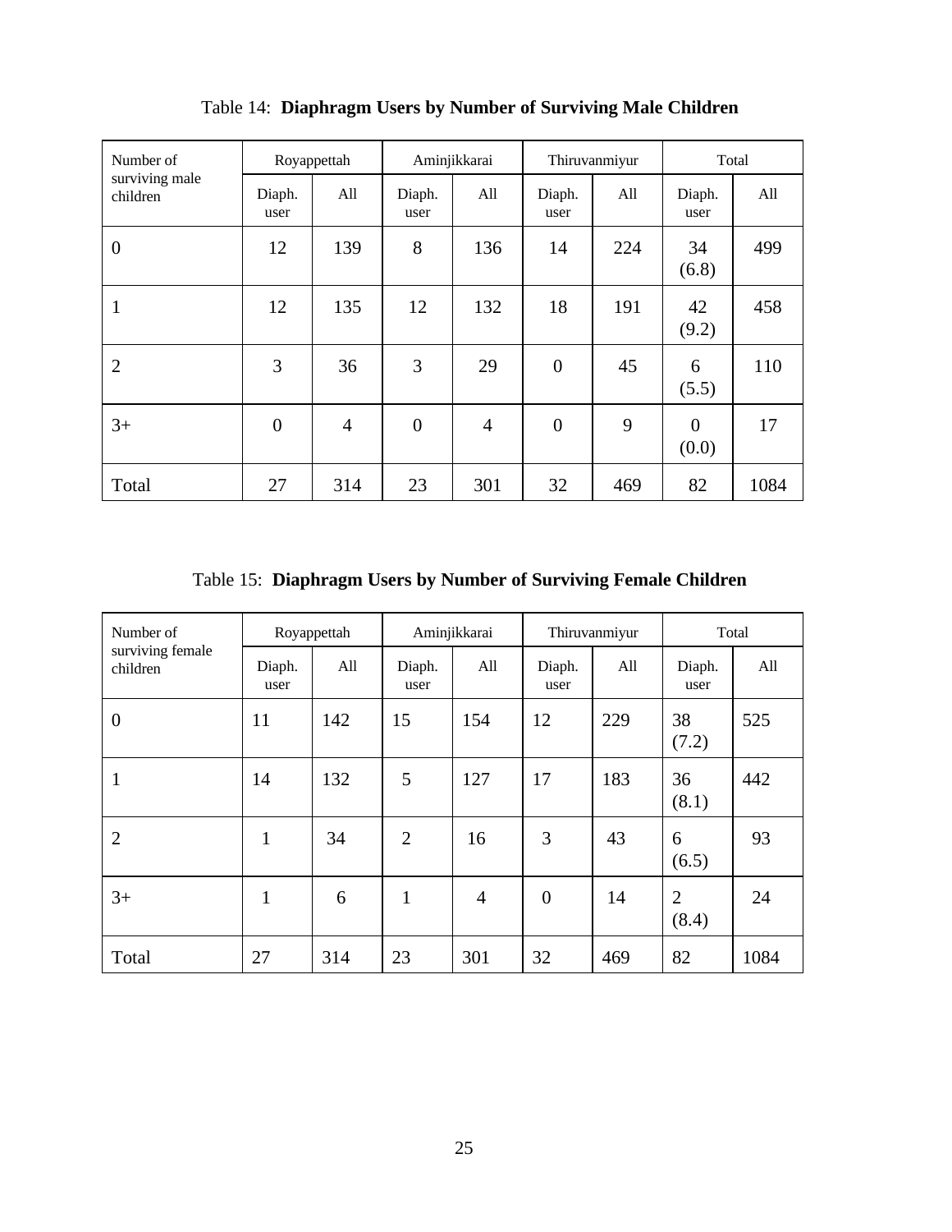Table 14: **Diaphragm Users by Number of Surviving Male Children**

| Number of surviving male children | Royappettah | | Aminjikkarai | | Thiruvanmiyur | | Total | |
|---|---|---|---|---|---|---|---|---|
| | Diaph. user | All | Diaph. user | All | Diaph. user | All | Diaph. user | All |
| 0 | 12 | 139 | 8 | 136 | 14 | 224 | 34 (6.8) | 499 |
| 1 | 12 | 135 | 12 | 132 | 18 | 191 | 42 (9.2) | 458 |
| 2 | 3 | 36 | 3 | 29 | 0 | 45 | 6 (5.5) | 110 |
| 3+ | 0 | 4 | 0 | 4 | 0 | 9 | 0 (0.0) | 17 |
| Total | 27 | 314 | 23 | 301 | 32 | 469 | 82 | 1084 |

Table 15: **Diaphragm Users by Number of Surviving Female Children**

| Number of surviving female children | Royappettah | | Aminjikkarai | | Thiruvanmiyur | | Total | |
|---|---|---|---|---|---|---|---|---|
| | Diaph. user | All | Diaph. user | All | Diaph. user | All | Diaph. user | All |
| 0 | 11 | 142 | 15 | 154 | 12 | 229 | 38 (7.2) | 525 |
| 1 | 14 | 132 | 5 | 127 | 17 | 183 | 36 (8.1) | 442 |
| 2 | 1 | 34 | 2 | 16 | 3 | 43 | 6 (6.5) | 93 |
| 3+ | 1 | 6 | 1 | 4 | 0 | 14 | 2 (8.4) | 24 |
| Total | 27 | 314 | 23 | 301 | 32 | 469 | 82 | 1084 |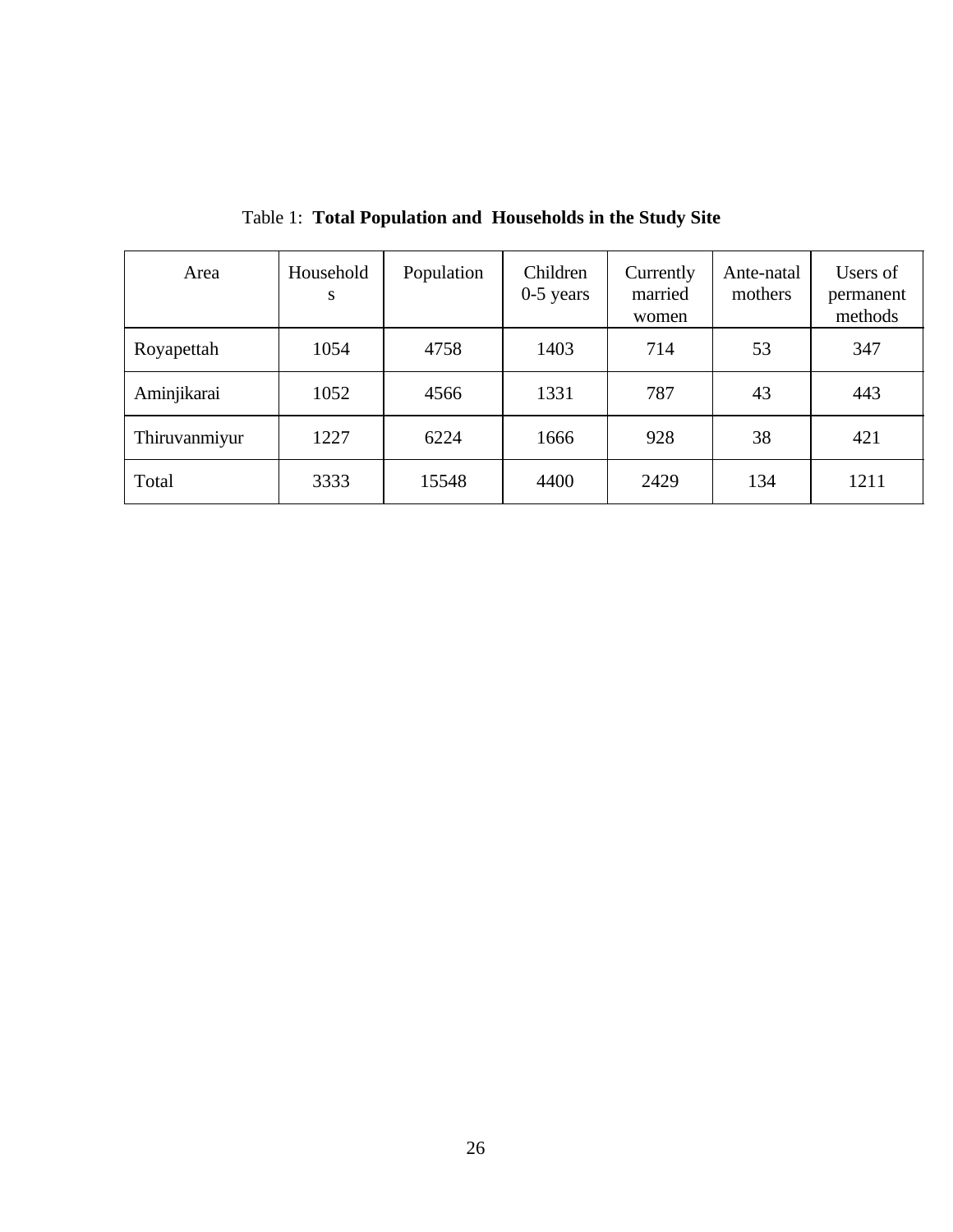Table 1: **Total Population and Households in the Study Site**

| Area | Households | Population | Children 0-5 years | Currently married women | Ante-natal mothers | Users of permanent methods |
|---|---|---|---|---|---|---|
| Royapettah | 1054 | 4758 | 1403 | 714 | 53 | 347 |
| Aminjikarai | 1052 | 4566 | 1331 | 787 | 43 | 443 |
| Thiruvanmiyur | 1227 | 6224 | 1666 | 928 | 38 | 421 |
| Total | 3333 | 15548 | 4400 | 2429 | 134 | 1211 |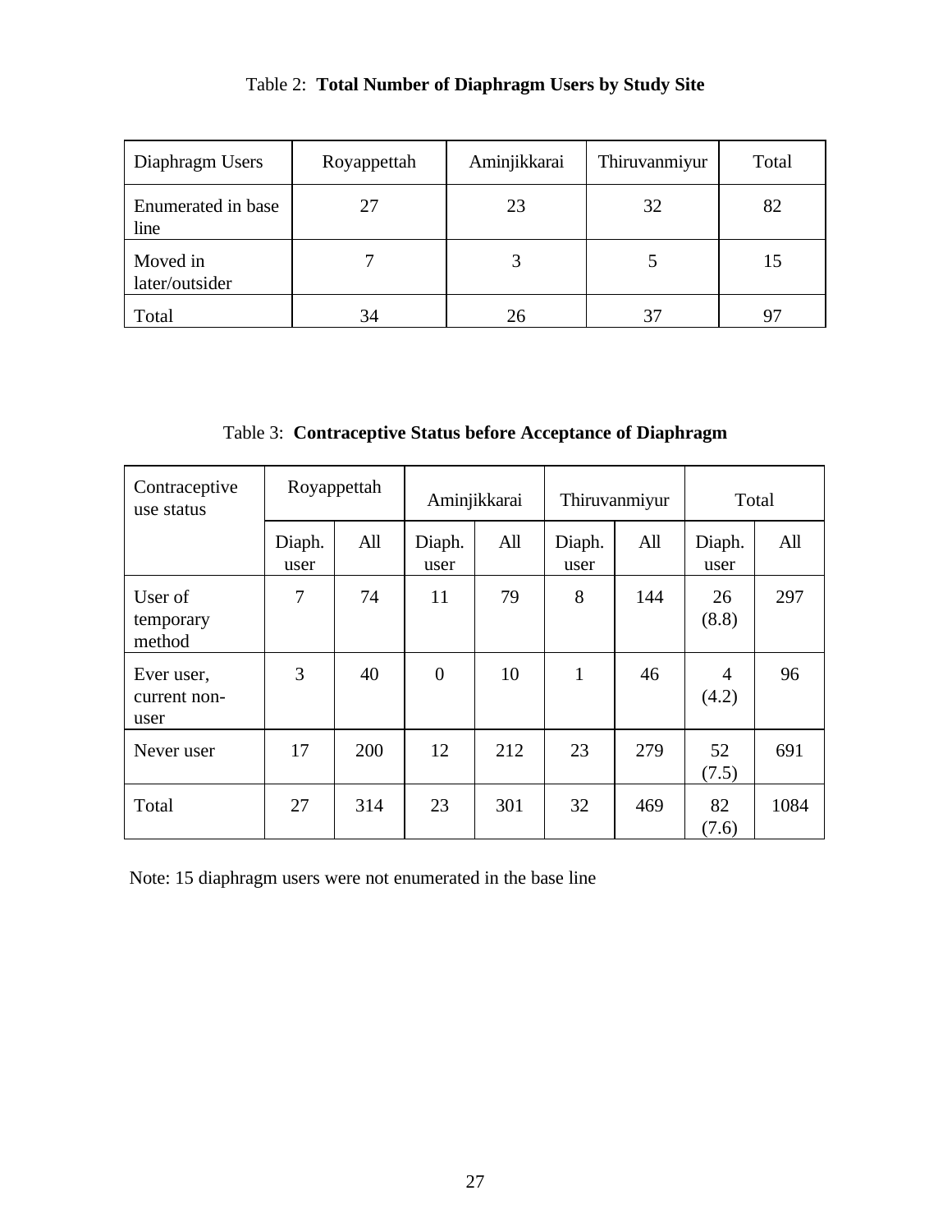Table 2: **Total Number of Diaphragm Users by Study Site**

| Diaphragm Users | Royappettah | Aminjikkarai | Thiruvanmiyur | Total |
|---|---|---|---|---|
| Enumerated in base line | 27 | 23 | 32 | 82 |
| Moved in later/outsider | 7 | 3 | 5 | 15 |
| Total | 34 | 26 | 37 | 97 |

Table 3: **Contraceptive Status before Acceptance of Diaphragm**

| Contraceptive use status | Royappettah | | Aminjikkarai | | Thiruvanmiyur | | Total | |
|---|---|---|---|---|---|---|---|---|
| | Diaph. user | All | Diaph. user | All | Diaph. user | All | Diaph. user | All |
| User of temporary method | 7 | 74 | 11 | 79 | 8 | 144 | 26 (8.8) | 297 |
| Ever user, current non-user | 3 | 40 | 0 | 10 | 1 | 46 | 4 (4.2) | 96 |
| Never user | 17 | 200 | 12 | 212 | 23 | 279 | 52 (7.5) | 691 |
| Total | 27 | 314 | 23 | 301 | 32 | 469 | 82 (7.6) | 1084 |

Note: 15 diaphragm users were not enumerated in the base line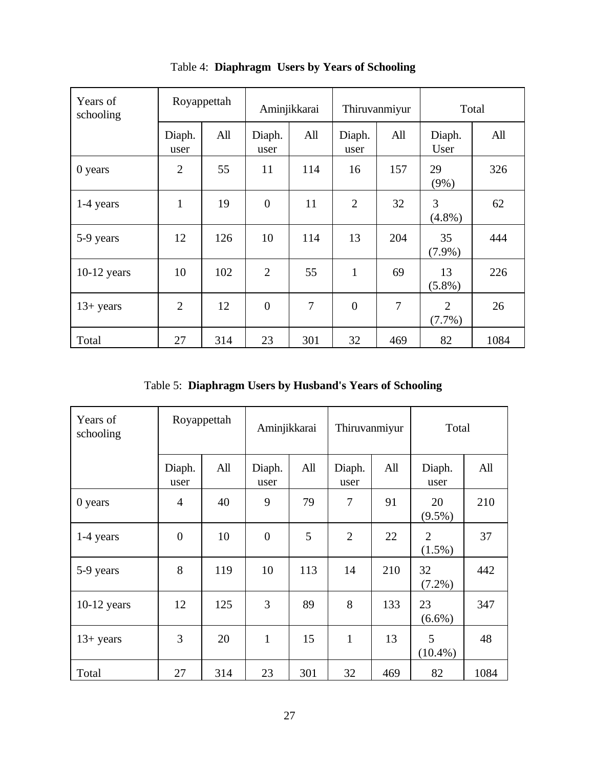Table 4: **Diaphragm Users by Years of Schooling**

| Years of schooling | Royappettah | | Aminjikkarai | | Thiruvanmiyur | | Total | |
|---|---|---|---|---|---|---|---|---|
| | Diaph. user | All | Diaph. user | All | Diaph. user | All | Diaph. User | All |
| 0 years | 2 | 55 | 11 | 114 | 16 | 157 | 29 (9%) | 326 |
| 1-4 years | 1 | 19 | 0 | 11 | 2 | 32 | 3 (4.8%) | 62 |
| 5-9 years | 12 | 126 | 10 | 114 | 13 | 204 | 35 (7.9%) | 444 |
| 10-12 years | 10 | 102 | 2 | 55 | 1 | 69 | 13 (5.8%) | 226 |
| 13+ years | 2 | 12 | 0 | 7 | 0 | 7 | 2 (7.7%) | 26 |
| Total | 27 | 314 | 23 | 301 | 32 | 469 | 82 | 1084 |

Table 5: **Diaphragm Users by Husband's Years of Schooling**

| Years of schooling | Royappettah | | Aminjikkarai | | Thiruvanmiyur | | Total | |
|---|---|---|---|---|---|---|---|---|
| | Diaph. user | All | Diaph. user | All | Diaph. user | All | Diaph. user | All |
| 0 years | 4 | 40 | 9 | 79 | 7 | 91 | 20 (9.5%) | 210 |
| 1-4 years | 0 | 10 | 0 | 5 | 2 | 22 | 2 (1.5%) | 37 |
| 5-9 years | 8 | 119 | 10 | 113 | 14 | 210 | 32 (7.2%) | 442 |
| 10-12 years | 12 | 125 | 3 | 89 | 8 | 133 | 23 (6.6%) | 347 |
| 13+ years | 3 | 20 | 1 | 15 | 1 | 13 | 5 (10.4%) | 48 |
| Total | 27 | 314 | 23 | 301 | 32 | 469 | 82 | 1084 |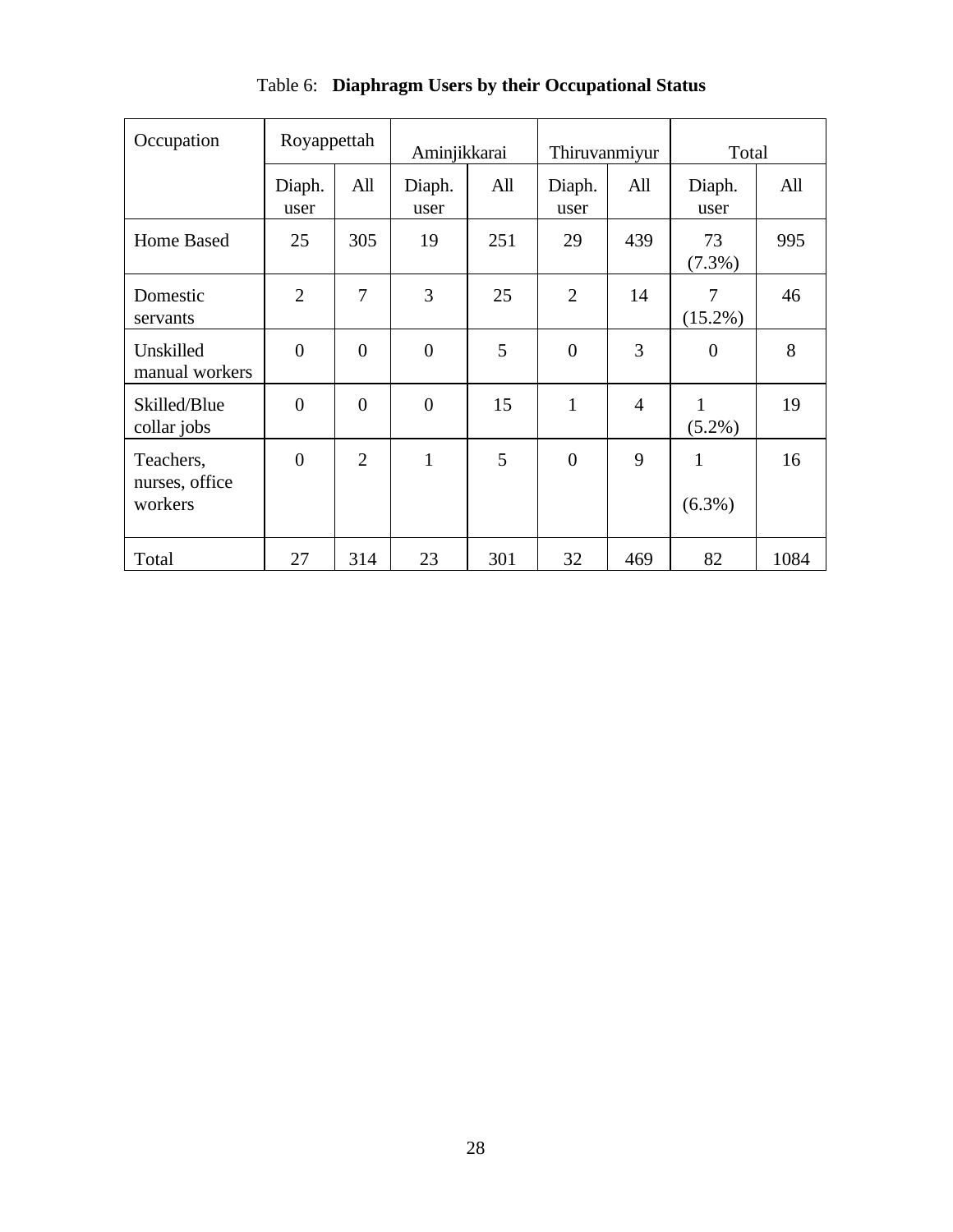Table 6: **Diaphragm Users by their Occupational Status**

| Occupation | Royappettah | | Aminjikkarai | | Thiruvanmiyur | | Total | |
|---|---|---|---|---|---|---|---|---|
| | Diaph. user | All | Diaph. user | All | Diaph. user | All | Diaph. user | All |
| Home Based | 25 | 305 | 19 | 251 | 29 | 439 | 73 (7.3%) | 995 |
| Domestic servants | 2 | 7 | 3 | 25 | 2 | 14 | 7 (15.2%) | 46 |
| Unskilled manual workers | 0 | 0 | 0 | 5 | 0 | 3 | 0 | 8 |
| Skilled/Blue collar jobs | 0 | 0 | 0 | 15 | 1 | 4 | 1 (5.2%) | 19 |
| Teachers, nurses, office workers | 0 | 2 | 1 | 5 | 0 | 9 | 1 (6.3%) | 16 |
| Total | 27 | 314 | 23 | 301 | 32 | 469 | 82 | 1084 |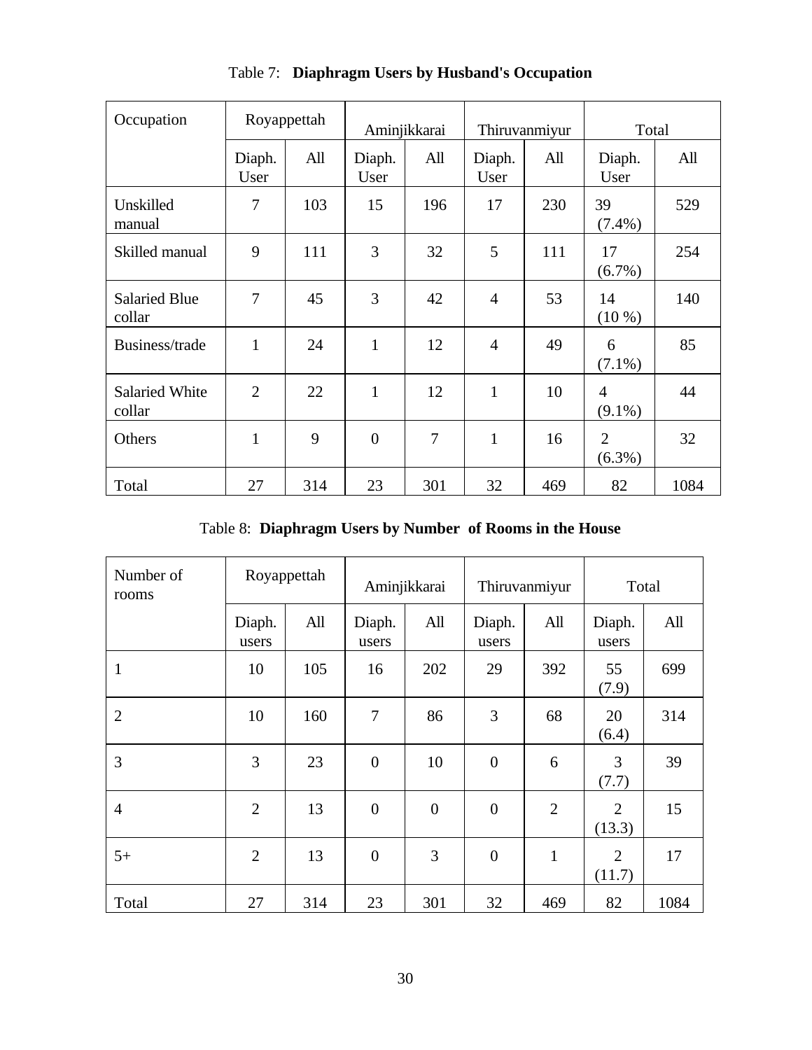Table 7: **Diaphragm Users by Husband's Occupation**

| Occupation | Royappettah | | Aminjikkarai | | Thiruvanmiyur | | Total | |
|---|---|---|---|---|---|---|---|---|
| | Diaph. User | All | Diaph. User | All | Diaph. User | All | Diaph. User | All |
| Unskilled manual | 7 | 103 | 15 | 196 | 17 | 230 | 39 (7.4%) | 529 |
| Skilled manual | 9 | 111 | 3 | 32 | 5 | 111 | 17 (6.7%) | 254 |
| Salaried Blue collar | 7 | 45 | 3 | 42 | 4 | 53 | 14 (10 %) | 140 |
| Business/trade | 1 | 24 | 1 | 12 | 4 | 49 | 6 (7.1%) | 85 |
| Salaried White collar | 2 | 22 | 1 | 12 | 1 | 10 | 4 (9.1%) | 44 |
| Others | 1 | 9 | 0 | 7 | 1 | 16 | 2 (6.3%) | 32 |
| Total | 27 | 314 | 23 | 301 | 32 | 469 | 82 | 1084 |

Table 8: **Diaphragm Users by Number of Rooms in the House**

| Number of rooms | Royappettah | | Aminjikkarai | | Thiruvanmiyur | | Total | |
|---|---|---|---|---|---|---|---|---|
| | Diaph. users | All | Diaph. users | All | Diaph. users | All | Diaph. users | All |
| 1 | 10 | 105 | 16 | 202 | 29 | 392 | 55 (7.9) | 699 |
| 2 | 10 | 160 | 7 | 86 | 3 | 68 | 20 (6.4) | 314 |
| 3 | 3 | 23 | 0 | 10 | 0 | 6 | 3 (7.7) | 39 |
| 4 | 2 | 13 | 0 | 0 | 0 | 2 | 2 (13.3) | 15 |
| 5+ | 2 | 13 | 0 | 3 | 0 | 1 | 2 (11.7) | 17 |
| Total | 27 | 314 | 23 | 301 | 32 | 469 | 82 | 1084 |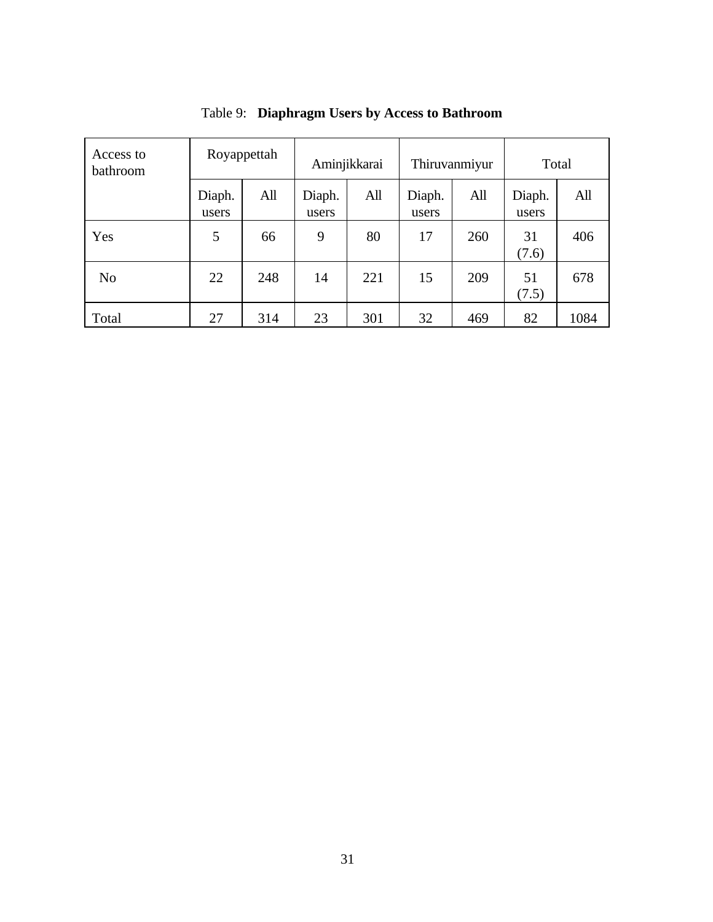Table 9: **Diaphragm Users by Access to Bathroom**

| Access to bathroom | Royappettah | | Aminjikkarai | | Thiruvanmiyur | | Total | |
|---|---|---|---|---|---|---|---|---|
| | Diaph. users | All | Diaph. users | All | Diaph. users | All | Diaph. users | All |
| Yes | 5 | 66 | 9 | 80 | 17 | 260 | 31 (7.6) | 406 |
| No | 22 | 248 | 14 | 221 | 15 | 209 | 51 (7.5) | 678 |
| Total | 27 | 314 | 23 | 301 | 32 | 469 | 82 | 1084 |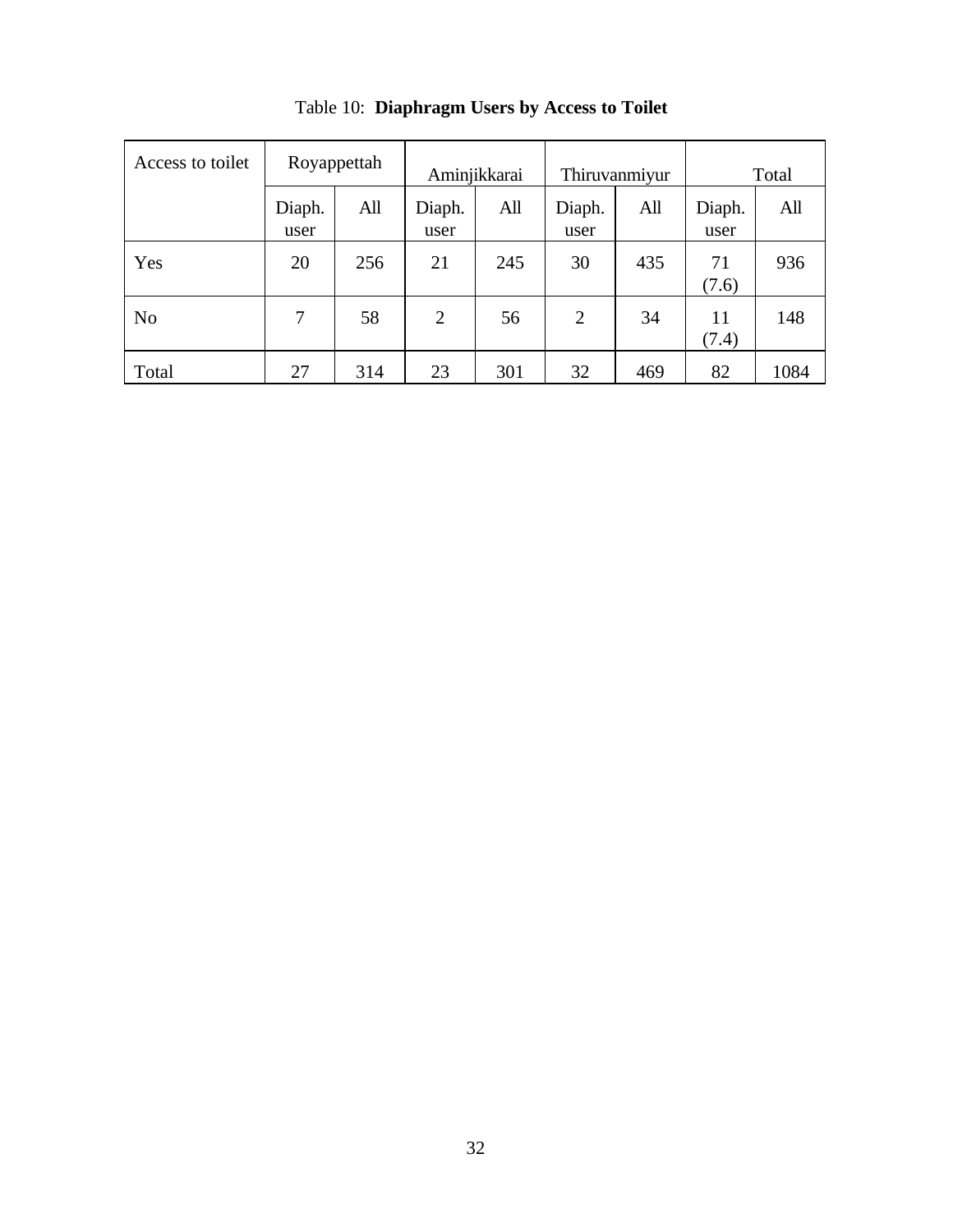Table 10: **Diaphragm Users by Access to Toilet**

| Access to toilet | Royappettah | | Aminjikkarai | | Thiruvanmiyur | | Total | |
|---|---|---|---|---|---|---|---|---|
| | Diaph. user | All | Diaph. user | All | Diaph. user | All | Diaph. user | All |
| Yes | 20 | 256 | 21 | 245 | 30 | 435 | 71 (7.6) | 936 |
| No | 7 | 58 | 2 | 56 | 2 | 34 | 11 (7.4) | 148 |
| Total | 27 | 314 | 23 | 301 | 32 | 469 | 82 | 1084 |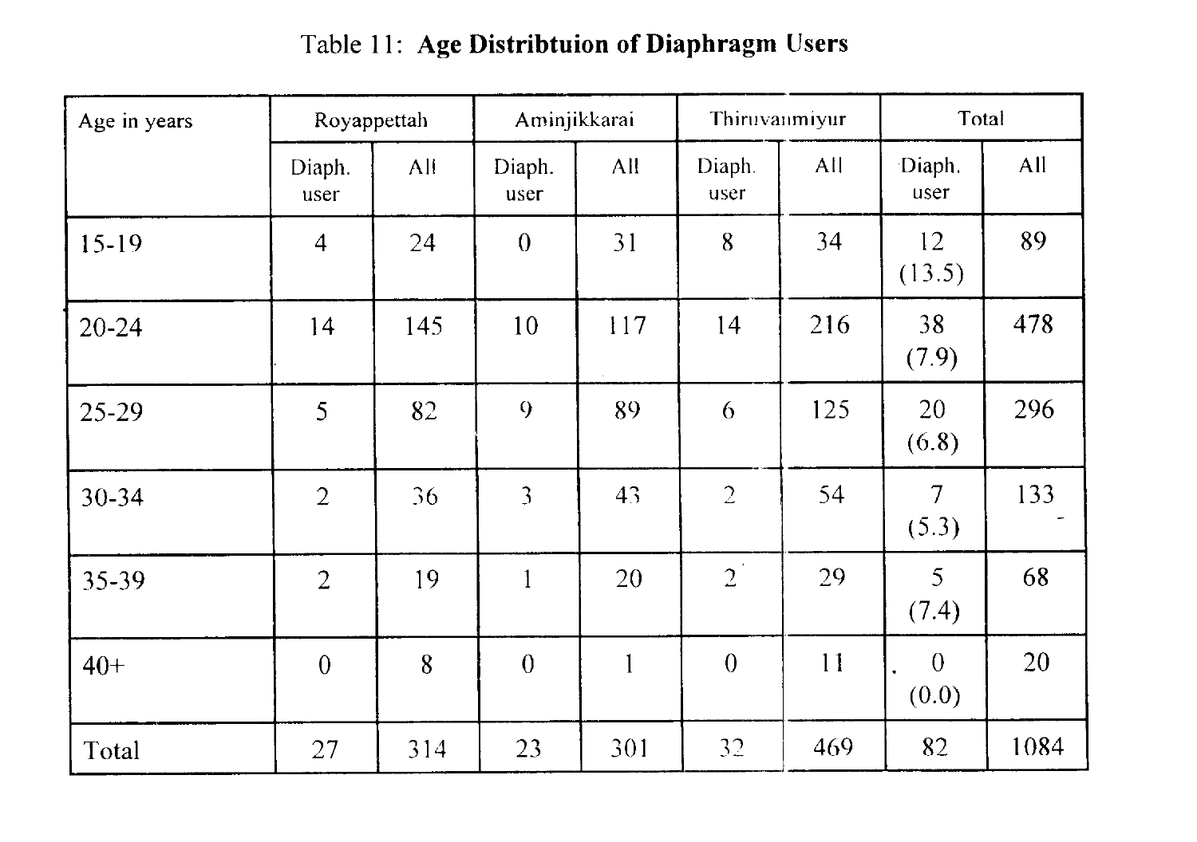Table 11: **Age Distribtuion of Diaphragm Users**

| Age in years | Royappettah | | Aminjikkarai | | Thiruvanmiyur | | Total | |
|---|---|---|---|---|---|---|---|---|
| | Diaph. user | All | Diaph. user | All | Diaph. user | All | Diaph. user | All |
| 15-19 | 4 | 24 | 0 | 31 | 8 | 34 | 12 (13.5) | 89 |
| 20-24 | 14 | 145 | 10 | 117 | 14 | 216 | 38 (7.9) | 478 |
| 25-29 | 5 | 82 | 9 | 89 | 6 | 125 | 20 (6.8) | 296 |
| 30-34 | 2 | 36 | 3 | 43 | 2 | 54 | 7 (5.3) | 133 |
| 35-39 | 2 | 19 | 1 | 20 | 2 | 29 | 5 (7.4) | 68 |
| 40+ | 0 | 8 | 0 | 1 | 0 | 11 | 0 (0.0) | 20 |
| Total | 27 | 314 | 23 | 301 | 32 | 469 | 82 | 1084 |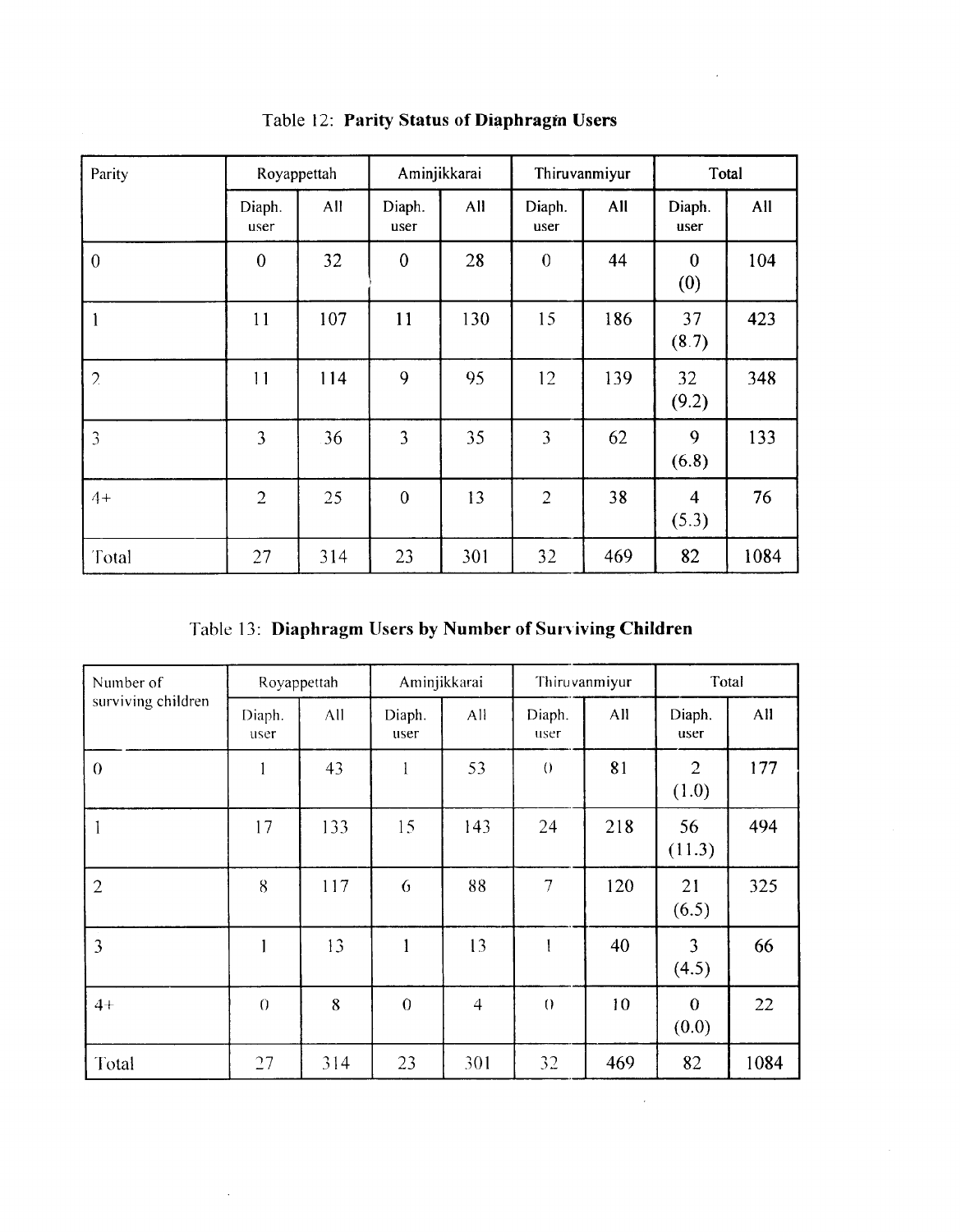Table 12: **Parity Status of Diaphragm Users**

| Parity | Royappettah | | Aminjikkarai | | Thiruvanmiyur | | Total | |
|---|---|---|---|---|---|---|---|---|
| | Diaph. user | All | Diaph. user | All | Diaph. user | All | Diaph. user | All |
| 0 | 0 | 32 | 0 | 28 | 0 | 44 | 0 (0) | 104 |
| 1 | 11 | 107 | 11 | 130 | 15 | 186 | 37 (8.7) | 423 |
| 2 | 11 | 114 | 9 | 95 | 12 | 139 | 32 (9.2) | 348 |
| 3 | 3 | 36 | 3 | 35 | 3 | 62 | 9 (6.8) | 133 |
| 4+ | 2 | 25 | 0 | 13 | 2 | 38 | 4 (5.3) | 76 |
| Total | 27 | 314 | 23 | 301 | 32 | 469 | 82 | 1084 |

Table 13: **Diaphragm Users by Number of Surviving Children**

| Number of surviving children | Royappettah | | Aminjikkarai | | Thiruvanmiyur | | Total | |
|---|---|---|---|---|---|---|---|---|
| | Diaph. user | All | Diaph. user | All | Diaph. user | All | Diaph. user | All |
| 0 | 1 | 43 | 1 | 53 | 0 | 81 | 2 (1.0) | 177 |
| 1 | 17 | 133 | 15 | 143 | 24 | 218 | 56 (11.3) | 494 |
| 2 | 8 | 117 | 6 | 88 | 7 | 120 | 21 (6.5) | 325 |
| 3 | 1 | 13 | 1 | 13 | 1 | 40 | 3 (4.5) | 66 |
| 4+ | 0 | 8 | 0 | 4 | 0 | 10 | 0 (0.0) | 22 |
| Total | 27 | 314 | 23 | 301 | 32 | 469 | 82 | 1084 |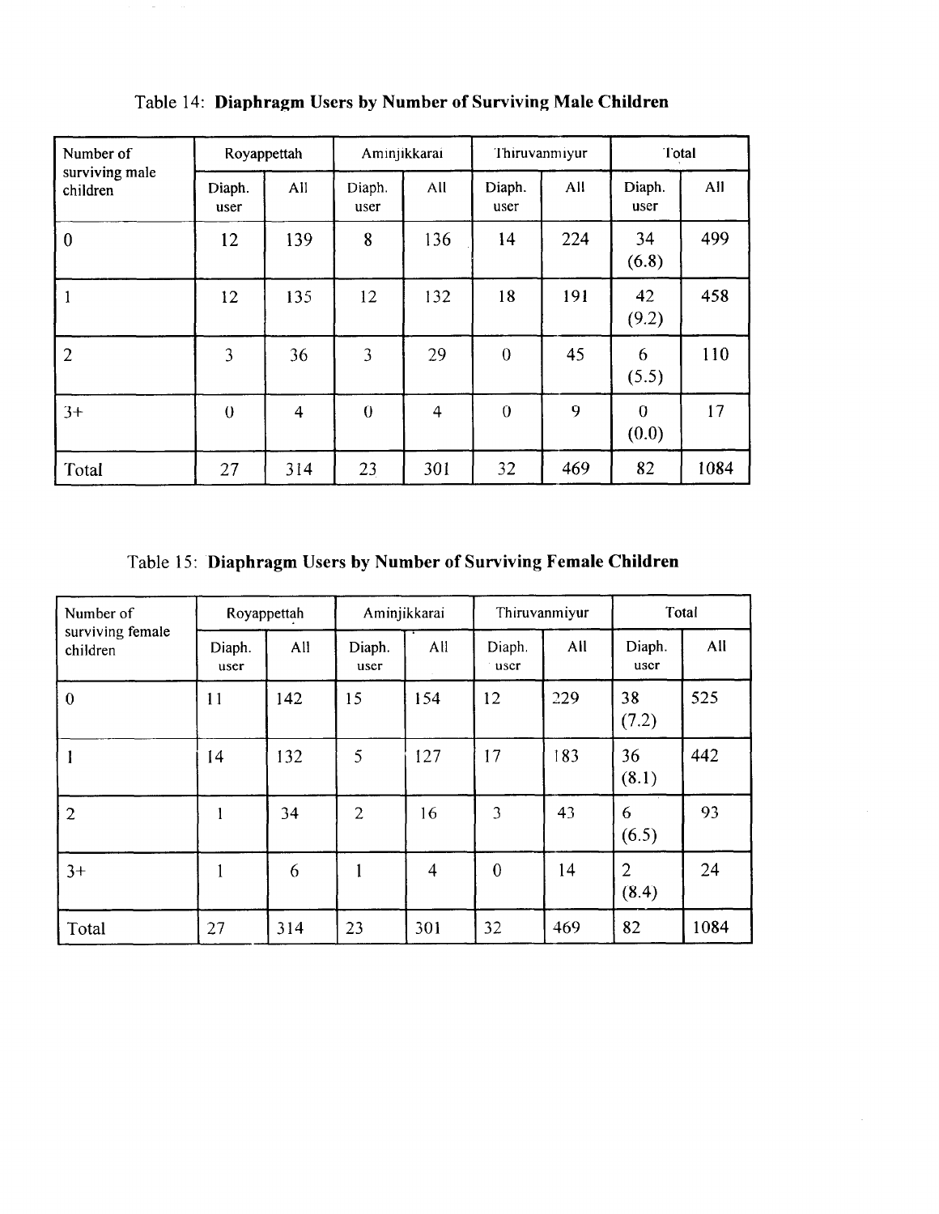Table 14: **Diaphragm Users by Number of Surviving Male Children**

| Number of surviving male children | Royappettah | | Aminjikkarai | | Thiruvanmiyur | | Total | |
|---|---|---|---|---|---|---|---|---|
| | Diaph. user | All | Diaph. user | All | Diaph. user | All | Diaph. user | All |
| 0 | 12 | 139 | 8 | 136 | 14 | 224 | 34 (6.8) | 499 |
| 1 | 12 | 135 | 12 | 132 | 18 | 191 | 42 (9.2) | 458 |
| 2 | 3 | 36 | 3 | 29 | 0 | 45 | 6 (5.5) | 110 |
| 3+ | 0 | 4 | 0 | 4 | 0 | 9 | 0 (0.0) | 17 |
| Total | 27 | 314 | 23 | 301 | 32 | 469 | 82 | 1084 |

Table 15: **Diaphragm Users by Number of Surviving Female Children**

| Number of surviving female children | Royappettah | | Aminjikkarai | | Thiruvanmiyur | | Total | |
|---|---|---|---|---|---|---|---|---|
| | Diaph. user | All | Diaph. user | All | Diaph. user | All | Diaph. user | All |
| 0 | 11 | 142 | 15 | 154 | 12 | 229 | 38 (7.2) | 525 |
| 1 | 14 | 132 | 5 | 127 | 17 | 183 | 36 (8.1) | 442 |
| 2 | 1 | 34 | 2 | 16 | 3 | 43 | 6 (6.5) | 93 |
| 3+ | 1 | 6 | 1 | 4 | 0 | 14 | 2 (8.4) | 24 |
| Total | 27 | 314 | 23 | 301 | 32 | 469 | 82 | 1084 |